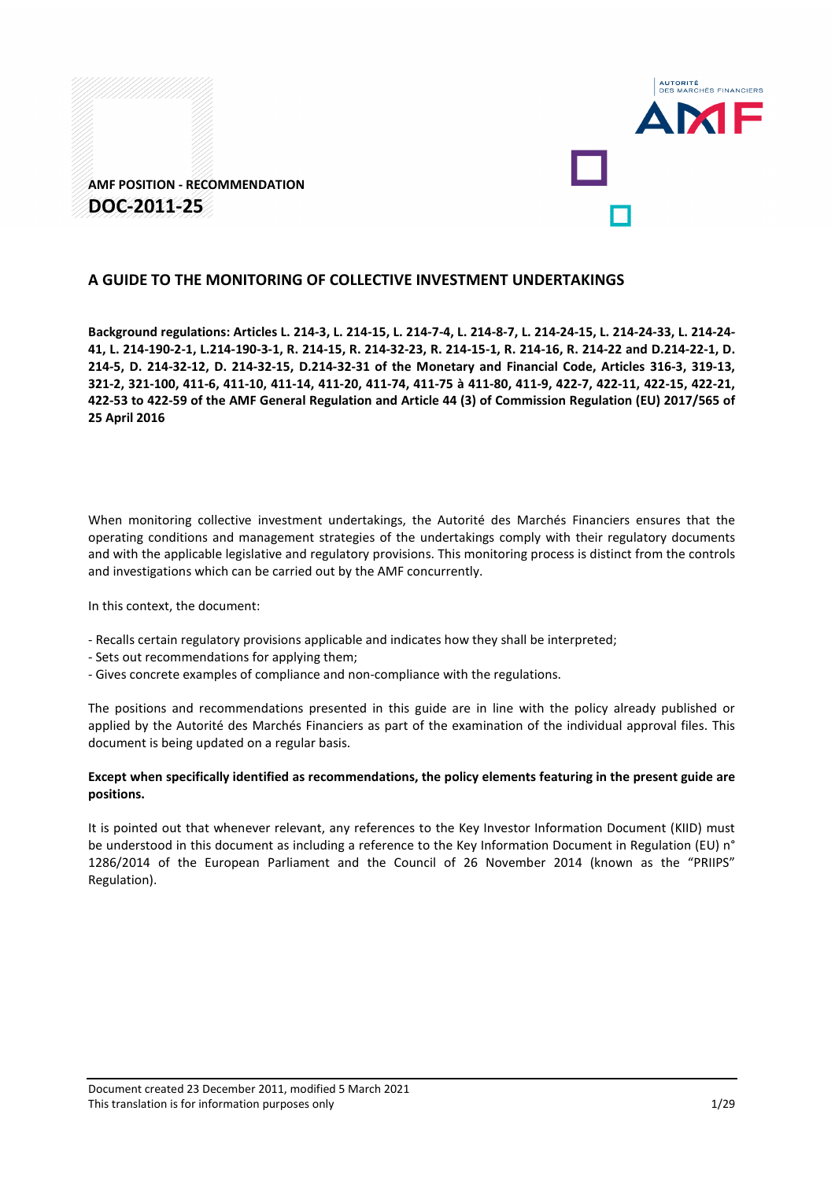AMF POSITION - RECOMMENDATION

# DOC-2011-25

## A GUIDE TO THE MONITORING OF COLLECTIVE INVESTMENT UNDERTAKINGS

**Background regulations: Articles L. 214-3, L. 214-15, L. 214-7-4, L. 214-8-7, L. 214-24-15, L. 214-24-33, L. 214-24-41, L. 214-190-2-1, L.214-190-3-1, R. 214-15, R. 214-32-23, R. 214-15-1, R. 214-16, R. 214-22 and D.214-22-1, D. 214-5, D. 214-32-12, D. 214-32-15, D.214-32-31 of the Monetary and Financial Code, Articles 316-3, 319-13, 321-2, 321-100, 411-6, 411-10, 411-14, 411-20, 411-74, 411-75 à 411-80, 411-9, 422-7, 422-11, 422-15, 422-21, 422-53 to 422-59 of the AMF General Regulation and Article 44 (3) of Commission Regulation (EU) 2017/565 of 25 April 2016**

When monitoring collective investment undertakings, the Autorité des Marchés Financiers ensures that the operating conditions and management strategies of the undertakings comply with their regulatory documents and with the applicable legislative and regulatory provisions. This monitoring process is distinct from the controls and investigations which can be carried out by the AMF concurrently.

In this context, the document:

- Recalls certain regulatory provisions applicable and indicates how they shall be interpreted;
- Sets out recommendations for applying them;
- Gives concrete examples of compliance and non-compliance with the regulations.

The positions and recommendations presented in this guide are in line with the policy already published or applied by the Autorité des Marchés Financiers as part of the examination of the individual approval files. This document is being updated on a regular basis.

**Except when specifically identified as recommendations, the policy elements featuring in the present guide are positions.**

It is pointed out that whenever relevant, any references to the Key Investor Information Document (KIID) must be understood in this document as including a reference to the Key Information Document in Regulation (EU) n° 1286/2014 of the European Parliament and the Council of 26 November 2014 (known as the "PRIIPS" Regulation).

Document created 23 December 2011, modified 5 March 2021
This translation is for information purposes only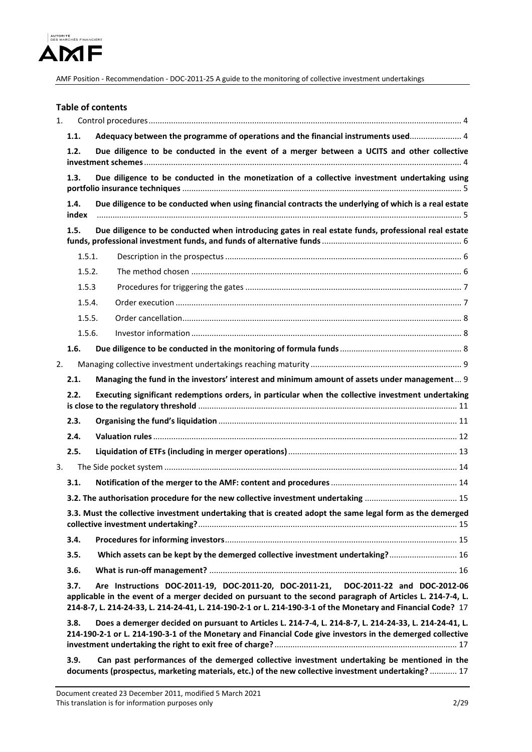## Table of contents

1. Control procedures ..... 4
   - **1.1. Adequacy between the programme of operations and the financial instruments used** ..... 4
   - **1.2. Due diligence to be conducted in the event of a merger between a UCITS and other collective investment schemes** ..... 4
   - **1.3. Due diligence to be conducted in the monetization of a collective investment undertaking using portfolio insurance techniques** ..... 5
   - **1.4. Due diligence to be conducted when using financial contracts the underlying of which is a real estate index** ..... 5
   - **1.5. Due diligence to be conducted when introducing gates in real estate funds, professional real estate funds, professional investment funds, and funds of alternative funds** ..... 6
     - 1.5.1. Description in the prospectus ..... 6
     - 1.5.2. The method chosen ..... 6
     - 1.5.3 Procedures for triggering the gates ..... 7
     - 1.5.4. Order execution ..... 7
     - 1.5.5. Order cancellation ..... 8
     - 1.5.6. Investor information ..... 8
   - **1.6. Due diligence to be conducted in the monitoring of formula funds** ..... 8
2. Managing collective investment undertakings reaching maturity ..... 9
   - **2.1. Managing the fund in the investors' interest and minimum amount of assets under management** ..... 9
   - **2.2. Executing significant redemptions orders, in particular when the collective investment undertaking is close to the regulatory threshold** ..... 11
   - **2.3. Organising the fund's liquidation** ..... 11
   - **2.4. Valuation rules** ..... 12
   - **2.5. Liquidation of ETFs (including in merger operations)** ..... 13
3. The Side pocket system ..... 14
   - **3.1. Notification of the merger to the AMF: content and procedures** ..... 14
   - **3.2. The authorisation procedure for the new collective investment undertaking** ..... 15
   - **3.3. Must the collective investment undertaking that is created adopt the same legal form as the demerged collective investment undertaking?** ..... 15
   - **3.4. Procedures for informing investors** ..... 15
   - **3.5. Which assets can be kept by the demerged collective investment undertaking?** ..... 16
   - **3.6. What is run-off management?** ..... 16
   - **3.7. Are Instructions DOC-2011-19, DOC-2011-20, DOC-2011-21, DOC-2011-22 and DOC-2012-06 applicable in the event of a merger decided on pursuant to the second paragraph of Articles L. 214-7-4, L. 214-8-7, L. 214-24-33, L. 214-24-41, L. 214-190-2-1 or L. 214-190-3-1 of the Monetary and Financial Code?** ..... 17
   - **3.8. Does a demerger decided on pursuant to Articles L. 214-7-4, L. 214-8-7, L. 214-24-33, L. 214-24-41, L. 214-190-2-1 or L. 214-190-3-1 of the Monetary and Financial Code give investors in the demerged collective investment undertaking the right to exit free of charge?** ..... 17
   - **3.9. Can past performances of the demerged collective investment undertaking be mentioned in the documents (prospectus, marketing materials, etc.) of the new collective investment undertaking?** ..... 17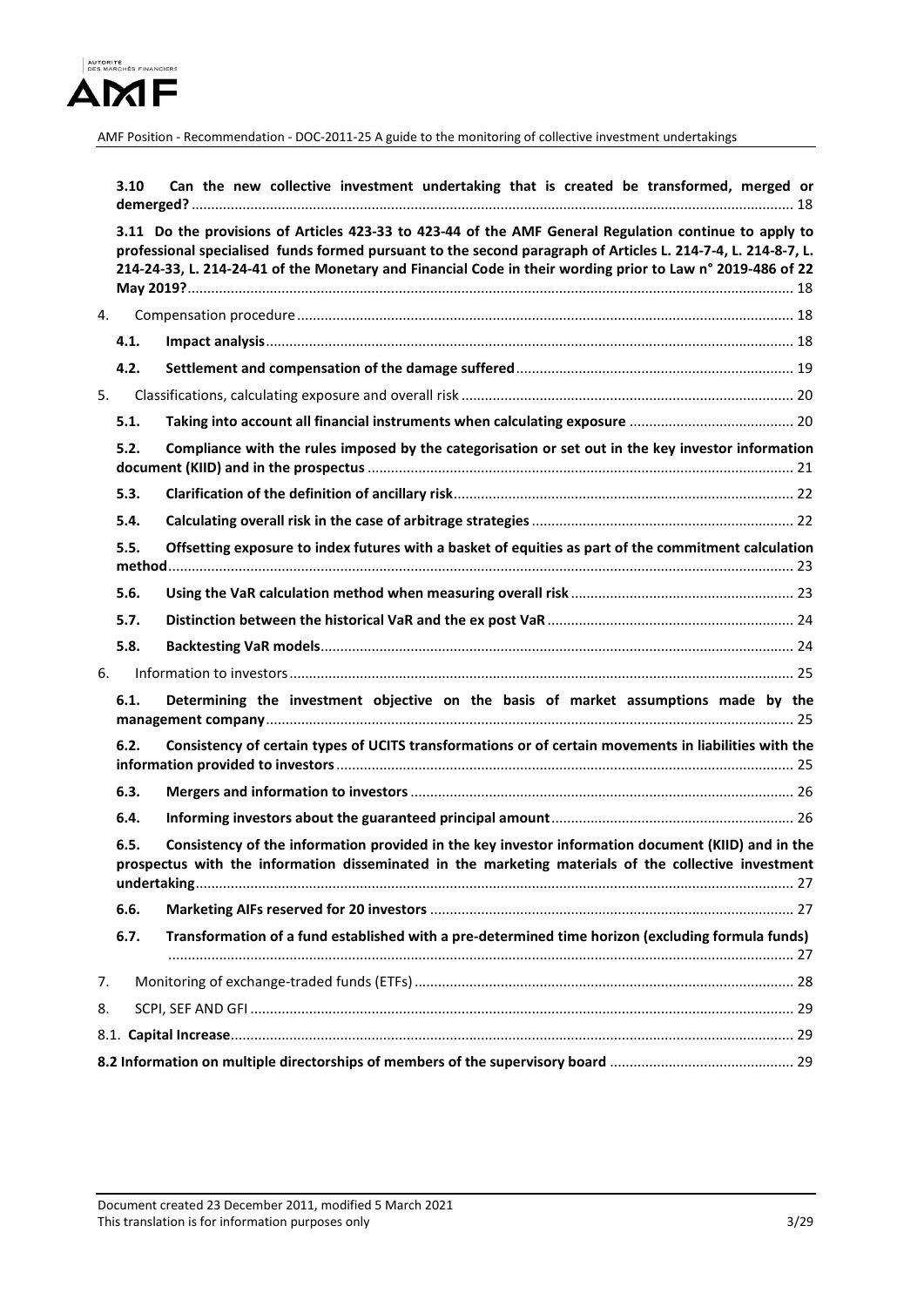**3.10 Can the new collective investment undertaking that is created be transformed, merged or demerged?** ........ 18

**3.11 Do the provisions of Articles 423-33 to 423-44 of the AMF General Regulation continue to apply to professional specialised funds formed pursuant to the second paragraph of Articles L. 214-7-4, L. 214-8-7, L. 214-24-33, L. 214-24-41 of the Monetary and Financial Code in their wording prior to Law n° 2019-486 of 22 May 2019?** ........ 18

4. Compensation procedure ........ 18

- **4.1. Impact analysis** ........ 18
- **4.2. Settlement and compensation of the damage suffered** ........ 19

5. Classifications, calculating exposure and overall risk ........ 20

- **5.1. Taking into account all financial instruments when calculating exposure** ........ 20
- **5.2. Compliance with the rules imposed by the categorisation or set out in the key investor information document (KIID) and in the prospectus** ........ 21
- **5.3. Clarification of the definition of ancillary risk** ........ 22
- **5.4. Calculating overall risk in the case of arbitrage strategies** ........ 22
- **5.5. Offsetting exposure to index futures with a basket of equities as part of the commitment calculation method** ........ 23
- **5.6. Using the VaR calculation method when measuring overall risk** ........ 23
- **5.7. Distinction between the historical VaR and the ex post VaR** ........ 24
- **5.8. Backtesting VaR models** ........ 24

6. Information to investors ........ 25

- **6.1. Determining the investment objective on the basis of market assumptions made by the management company** ........ 25
- **6.2. Consistency of certain types of UCITS transformations or of certain movements in liabilities with the information provided to investors** ........ 25
- **6.3. Mergers and information to investors** ........ 26
- **6.4. Informing investors about the guaranteed principal amount** ........ 26
- **6.5. Consistency of the information provided in the key investor information document (KIID) and in the prospectus with the information disseminated in the marketing materials of the collective investment undertaking** ........ 27
- **6.6. Marketing AIFs reserved for 20 investors** ........ 27
- **6.7. Transformation of a fund established with a pre-determined time horizon (excluding formula funds)** ........ 27

7. Monitoring of exchange-traded funds (ETFs) ........ 28

8. SCPI, SEF AND GFI ........ 29

8.1. **Capital Increase** ........ 29

**8.2 Information on multiple directorships of members of the supervisory board** ........ 29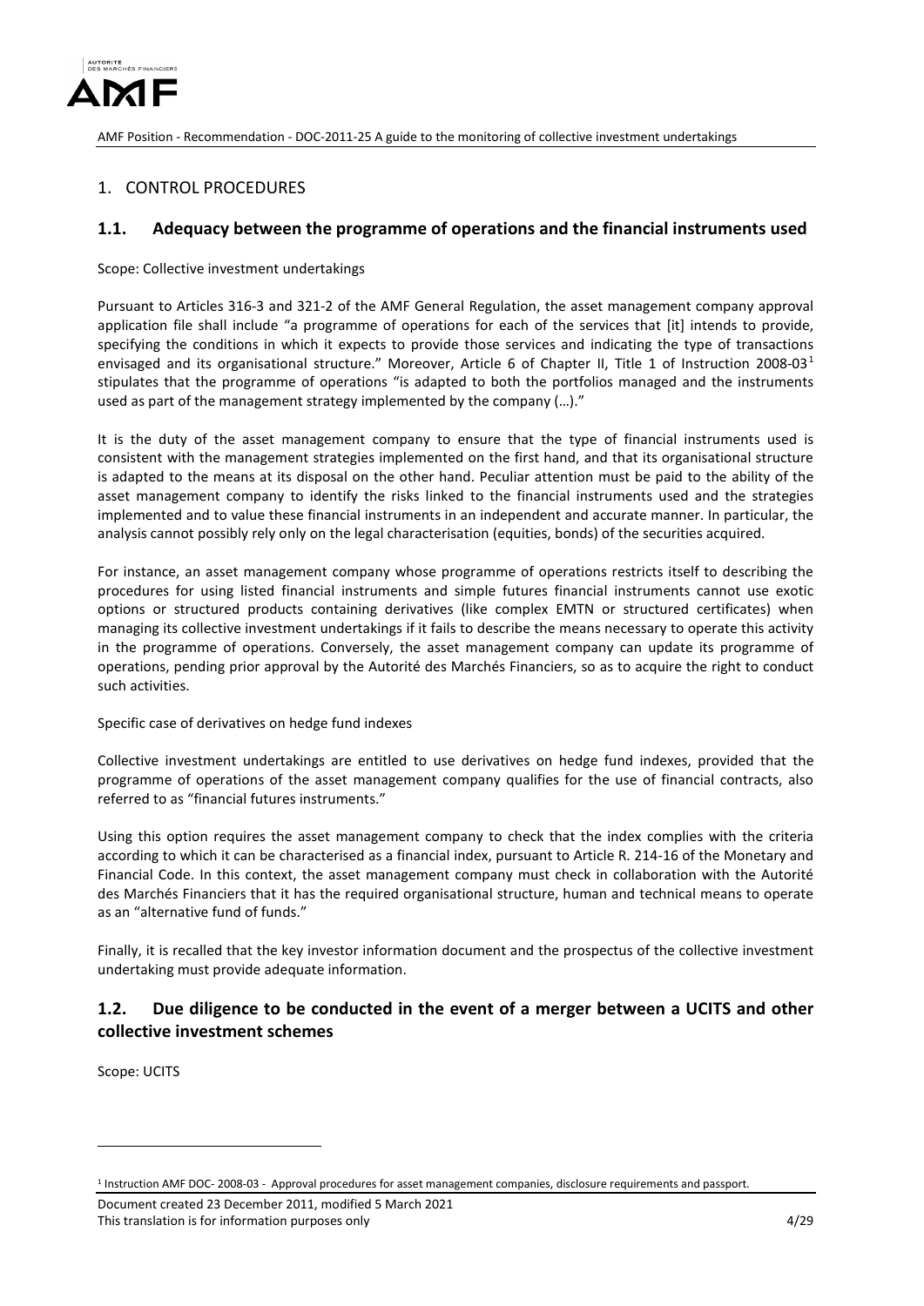## 1. CONTROL PROCEDURES

### 1.1. Adequacy between the programme of operations and the financial instruments used

Scope: Collective investment undertakings

Pursuant to Articles 316-3 and 321-2 of the AMF General Regulation, the asset management company approval application file shall include "a programme of operations for each of the services that [it] intends to provide, specifying the conditions in which it expects to provide those services and indicating the type of transactions envisaged and its organisational structure." Moreover, Article 6 of Chapter II, Title 1 of Instruction 2008-03[1] stipulates that the programme of operations "is adapted to both the portfolios managed and the instruments used as part of the management strategy implemented by the company (…)."

It is the duty of the asset management company to ensure that the type of financial instruments used is consistent with the management strategies implemented on the first hand, and that its organisational structure is adapted to the means at its disposal on the other hand. Peculiar attention must be paid to the ability of the asset management company to identify the risks linked to the financial instruments used and the strategies implemented and to value these financial instruments in an independent and accurate manner. In particular, the analysis cannot possibly rely only on the legal characterisation (equities, bonds) of the securities acquired.

For instance, an asset management company whose programme of operations restricts itself to describing the procedures for using listed financial instruments and simple futures financial instruments cannot use exotic options or structured products containing derivatives (like complex EMTN or structured certificates) when managing its collective investment undertakings if it fails to describe the means necessary to operate this activity in the programme of operations. Conversely, the asset management company can update its programme of operations, pending prior approval by the Autorité des Marchés Financiers, so as to acquire the right to conduct such activities.

Specific case of derivatives on hedge fund indexes

Collective investment undertakings are entitled to use derivatives on hedge fund indexes, provided that the programme of operations of the asset management company qualifies for the use of financial contracts, also referred to as "financial futures instruments."

Using this option requires the asset management company to check that the index complies with the criteria according to which it can be characterised as a financial index, pursuant to Article R. 214-16 of the Monetary and Financial Code. In this context, the asset management company must check in collaboration with the Autorité des Marchés Financiers that it has the required organisational structure, human and technical means to operate as an "alternative fund of funds."

Finally, it is recalled that the key investor information document and the prospectus of the collective investment undertaking must provide adequate information.

### 1.2. Due diligence to be conducted in the event of a merger between a UCITS and other collective investment schemes

Scope: UCITS

---

[1] Instruction AMF DOC- 2008-03 - Approval procedures for asset management companies, disclosure requirements and passport.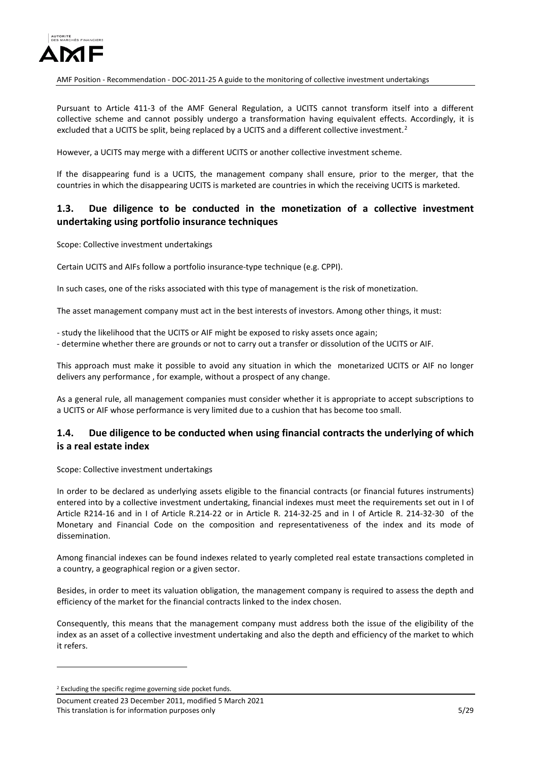Pursuant to Article 411-3 of the AMF General Regulation, a UCITS cannot transform itself into a different collective scheme and cannot possibly undergo a transformation having equivalent effects. Accordingly, it is excluded that a UCITS be split, being replaced by a UCITS and a different collective investment.[2]

However, a UCITS may merge with a different UCITS or another collective investment scheme.

If the disappearing fund is a UCITS, the management company shall ensure, prior to the merger, that the countries in which the disappearing UCITS is marketed are countries in which the receiving UCITS is marketed.

## 1.3. Due diligence to be conducted in the monetization of a collective investment undertaking using portfolio insurance techniques

Scope: Collective investment undertakings

Certain UCITS and AIFs follow a portfolio insurance-type technique (e.g. CPPI).

In such cases, one of the risks associated with this type of management is the risk of monetization.

The asset management company must act in the best interests of investors. Among other things, it must:

- study the likelihood that the UCITS or AIF might be exposed to risky assets once again;
- determine whether there are grounds or not to carry out a transfer or dissolution of the UCITS or AIF.

This approach must make it possible to avoid any situation in which the monetarized UCITS or AIF no longer delivers any performance , for example, without a prospect of any change.

As a general rule, all management companies must consider whether it is appropriate to accept subscriptions to a UCITS or AIF whose performance is very limited due to a cushion that has become too small.

## 1.4. Due diligence to be conducted when using financial contracts the underlying of which is a real estate index

Scope: Collective investment undertakings

In order to be declared as underlying assets eligible to the financial contracts (or financial futures instruments) entered into by a collective investment undertaking, financial indexes must meet the requirements set out in I of Article R214-16 and in I of Article R.214-22 or in Article R. 214-32-25 and in I of Article R. 214-32-30 of the Monetary and Financial Code on the composition and representativeness of the index and its mode of dissemination.

Among financial indexes can be found indexes related to yearly completed real estate transactions completed in a country, a geographical region or a given sector.

Besides, in order to meet its valuation obligation, the management company is required to assess the depth and efficiency of the market for the financial contracts linked to the index chosen.

Consequently, this means that the management company must address both the issue of the eligibility of the index as an asset of a collective investment undertaking and also the depth and efficiency of the market to which it refers.

---

[2] Excluding the specific regime governing side pocket funds.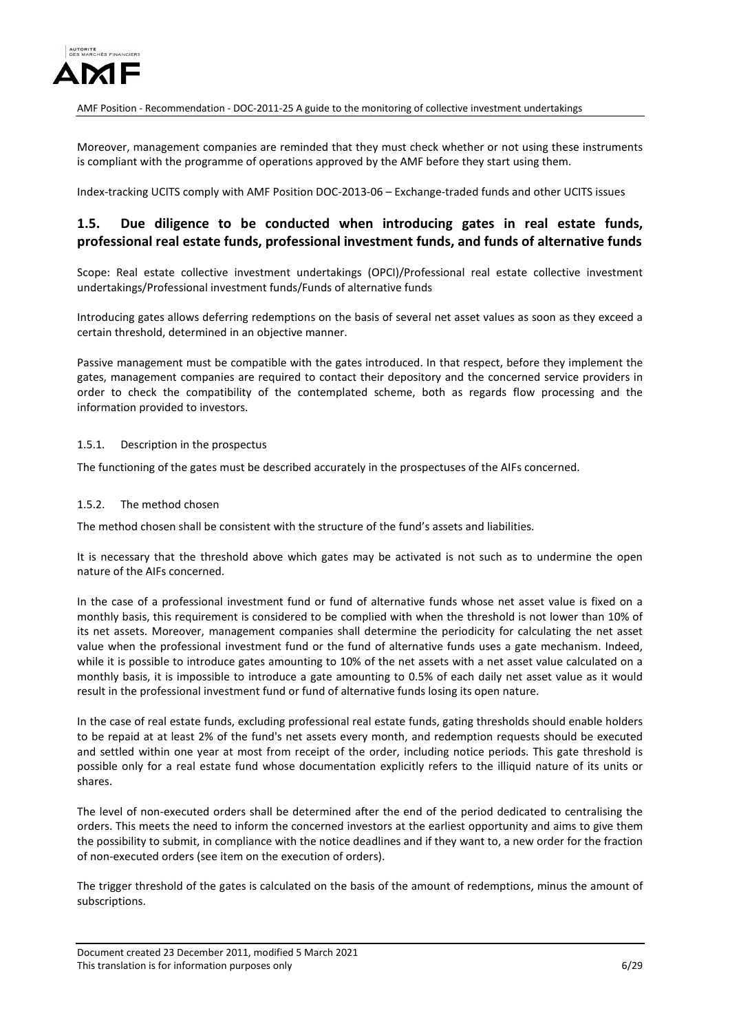Moreover, management companies are reminded that they must check whether or not using these instruments is compliant with the programme of operations approved by the AMF before they start using them.

Index-tracking UCITS comply with AMF Position DOC-2013-06 – Exchange-traded funds and other UCITS issues

## 1.5. Due diligence to be conducted when introducing gates in real estate funds, professional real estate funds, professional investment funds, and funds of alternative funds

Scope: Real estate collective investment undertakings (OPCI)/Professional real estate collective investment undertakings/Professional investment funds/Funds of alternative funds

Introducing gates allows deferring redemptions on the basis of several net asset values as soon as they exceed a certain threshold, determined in an objective manner.

Passive management must be compatible with the gates introduced. In that respect, before they implement the gates, management companies are required to contact their depository and the concerned service providers in order to check the compatibility of the contemplated scheme, both as regards flow processing and the information provided to investors.

### 1.5.1. Description in the prospectus

The functioning of the gates must be described accurately in the prospectuses of the AIFs concerned.

### 1.5.2. The method chosen

The method chosen shall be consistent with the structure of the fund's assets and liabilities.

It is necessary that the threshold above which gates may be activated is not such as to undermine the open nature of the AIFs concerned.

In the case of a professional investment fund or fund of alternative funds whose net asset value is fixed on a monthly basis, this requirement is considered to be complied with when the threshold is not lower than 10% of its net assets. Moreover, management companies shall determine the periodicity for calculating the net asset value when the professional investment fund or the fund of alternative funds uses a gate mechanism. Indeed, while it is possible to introduce gates amounting to 10% of the net assets with a net asset value calculated on a monthly basis, it is impossible to introduce a gate amounting to 0.5% of each daily net asset value as it would result in the professional investment fund or fund of alternative funds losing its open nature.

In the case of real estate funds, excluding professional real estate funds, gating thresholds should enable holders to be repaid at at least 2% of the fund's net assets every month, and redemption requests should be executed and settled within one year at most from receipt of the order, including notice periods. This gate threshold is possible only for a real estate fund whose documentation explicitly refers to the illiquid nature of its units or shares.

The level of non-executed orders shall be determined after the end of the period dedicated to centralising the orders. This meets the need to inform the concerned investors at the earliest opportunity and aims to give them the possibility to submit, in compliance with the notice deadlines and if they want to, a new order for the fraction of non-executed orders (see item on the execution of orders).

The trigger threshold of the gates is calculated on the basis of the amount of redemptions, minus the amount of subscriptions.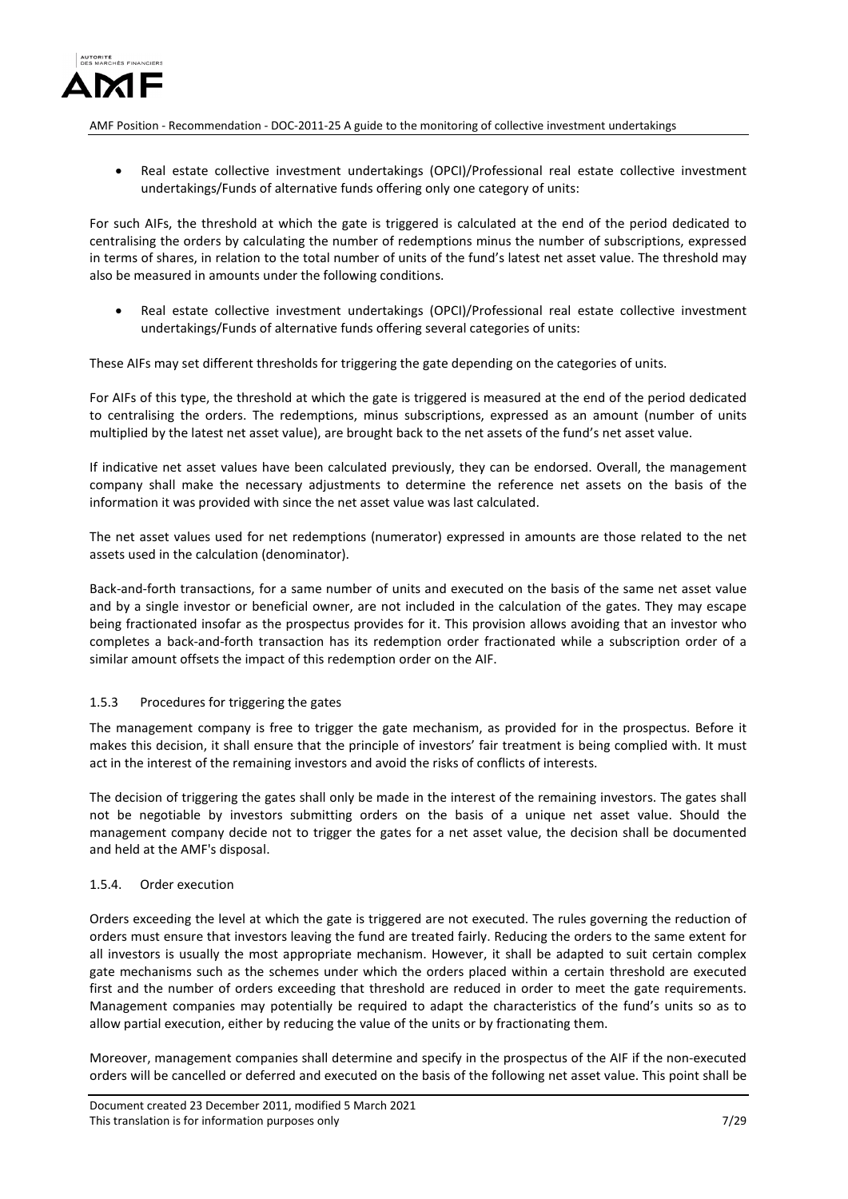- Real estate collective investment undertakings (OPCI)/Professional real estate collective investment undertakings/Funds of alternative funds offering only one category of units:

For such AIFs, the threshold at which the gate is triggered is calculated at the end of the period dedicated to centralising the orders by calculating the number of redemptions minus the number of subscriptions, expressed in terms of shares, in relation to the total number of units of the fund's latest net asset value. The threshold may also be measured in amounts under the following conditions.

- Real estate collective investment undertakings (OPCI)/Professional real estate collective investment undertakings/Funds of alternative funds offering several categories of units:

These AIFs may set different thresholds for triggering the gate depending on the categories of units.

For AIFs of this type, the threshold at which the gate is triggered is measured at the end of the period dedicated to centralising the orders. The redemptions, minus subscriptions, expressed as an amount (number of units multiplied by the latest net asset value), are brought back to the net assets of the fund's net asset value.

If indicative net asset values have been calculated previously, they can be endorsed. Overall, the management company shall make the necessary adjustments to determine the reference net assets on the basis of the information it was provided with since the net asset value was last calculated.

The net asset values used for net redemptions (numerator) expressed in amounts are those related to the net assets used in the calculation (denominator).

Back-and-forth transactions, for a same number of units and executed on the basis of the same net asset value and by a single investor or beneficial owner, are not included in the calculation of the gates. They may escape being fractionated insofar as the prospectus provides for it. This provision allows avoiding that an investor who completes a back-and-forth transaction has its redemption order fractionated while a subscription order of a similar amount offsets the impact of this redemption order on the AIF.

### 1.5.3 Procedures for triggering the gates

The management company is free to trigger the gate mechanism, as provided for in the prospectus. Before it makes this decision, it shall ensure that the principle of investors' fair treatment is being complied with. It must act in the interest of the remaining investors and avoid the risks of conflicts of interests.

The decision of triggering the gates shall only be made in the interest of the remaining investors. The gates shall not be negotiable by investors submitting orders on the basis of a unique net asset value. Should the management company decide not to trigger the gates for a net asset value, the decision shall be documented and held at the AMF's disposal.

### 1.5.4. Order execution

Orders exceeding the level at which the gate is triggered are not executed. The rules governing the reduction of orders must ensure that investors leaving the fund are treated fairly. Reducing the orders to the same extent for all investors is usually the most appropriate mechanism. However, it shall be adapted to suit certain complex gate mechanisms such as the schemes under which the orders placed within a certain threshold are executed first and the number of orders exceeding that threshold are reduced in order to meet the gate requirements. Management companies may potentially be required to adapt the characteristics of the fund's units so as to allow partial execution, either by reducing the value of the units or by fractionating them.

Moreover, management companies shall determine and specify in the prospectus of the AIF if the non-executed orders will be cancelled or deferred and executed on the basis of the following net asset value. This point shall be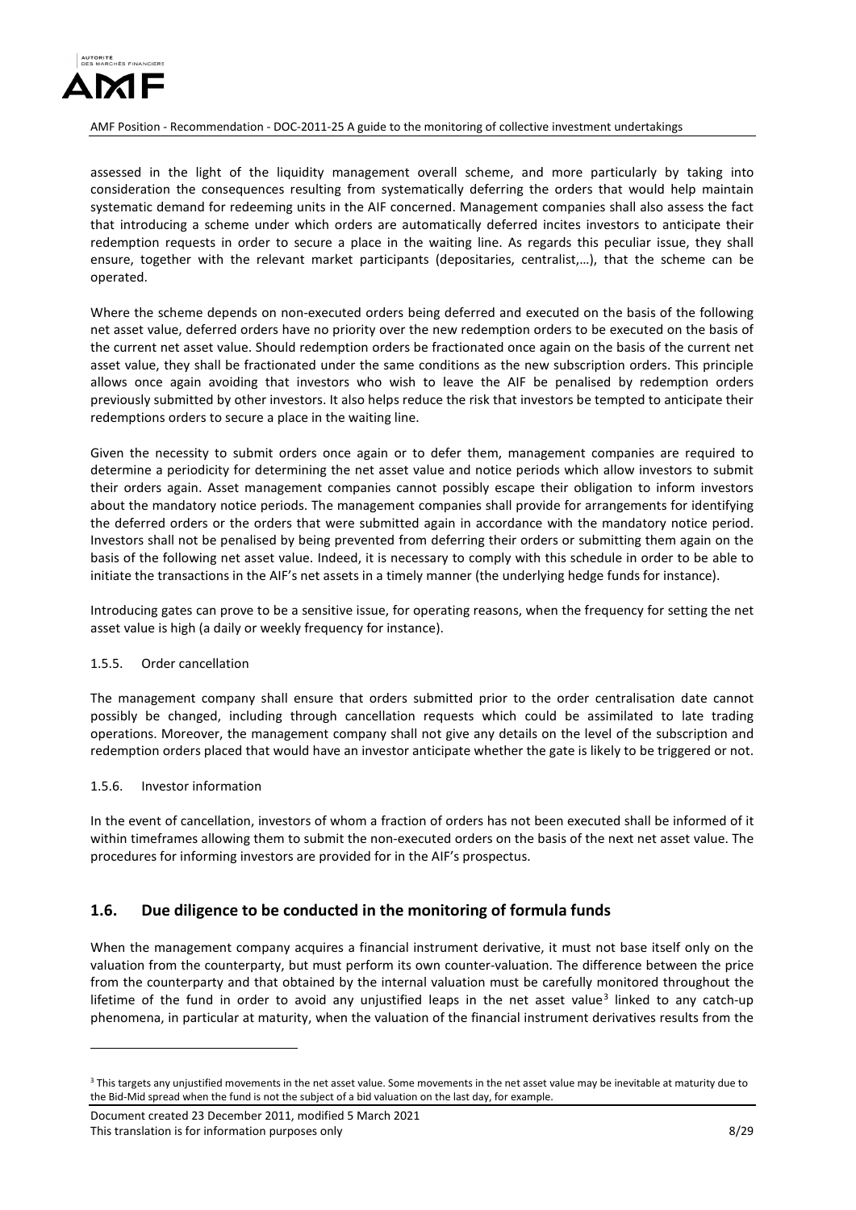assessed in the light of the liquidity management overall scheme, and more particularly by taking into consideration the consequences resulting from systematically deferring the orders that would help maintain systematic demand for redeeming units in the AIF concerned. Management companies shall also assess the fact that introducing a scheme under which orders are automatically deferred incites investors to anticipate their redemption requests in order to secure a place in the waiting line. As regards this peculiar issue, they shall ensure, together with the relevant market participants (depositaries, centralist,…), that the scheme can be operated.

Where the scheme depends on non-executed orders being deferred and executed on the basis of the following net asset value, deferred orders have no priority over the new redemption orders to be executed on the basis of the current net asset value. Should redemption orders be fractionated once again on the basis of the current net asset value, they shall be fractionated under the same conditions as the new subscription orders. This principle allows once again avoiding that investors who wish to leave the AIF be penalised by redemption orders previously submitted by other investors. It also helps reduce the risk that investors be tempted to anticipate their redemptions orders to secure a place in the waiting line.

Given the necessity to submit orders once again or to defer them, management companies are required to determine a periodicity for determining the net asset value and notice periods which allow investors to submit their orders again. Asset management companies cannot possibly escape their obligation to inform investors about the mandatory notice periods. The management companies shall provide for arrangements for identifying the deferred orders or the orders that were submitted again in accordance with the mandatory notice period. Investors shall not be penalised by being prevented from deferring their orders or submitting them again on the basis of the following net asset value. Indeed, it is necessary to comply with this schedule in order to be able to initiate the transactions in the AIF's net assets in a timely manner (the underlying hedge funds for instance).

Introducing gates can prove to be a sensitive issue, for operating reasons, when the frequency for setting the net asset value is high (a daily or weekly frequency for instance).

#### 1.5.5. Order cancellation

The management company shall ensure that orders submitted prior to the order centralisation date cannot possibly be changed, including through cancellation requests which could be assimilated to late trading operations. Moreover, the management company shall not give any details on the level of the subscription and redemption orders placed that would have an investor anticipate whether the gate is likely to be triggered or not.

#### 1.5.6. Investor information

In the event of cancellation, investors of whom a fraction of orders has not been executed shall be informed of it within timeframes allowing them to submit the non-executed orders on the basis of the next net asset value. The procedures for informing investors are provided for in the AIF's prospectus.

### 1.6. Due diligence to be conducted in the monitoring of formula funds

When the management company acquires a financial instrument derivative, it must not base itself only on the valuation from the counterparty, but must perform its own counter-valuation. The difference between the price from the counterparty and that obtained by the internal valuation must be carefully monitored throughout the lifetime of the fund in order to avoid any unjustified leaps in the net asset value[3] linked to any catch-up phenomena, in particular at maturity, when the valuation of the financial instrument derivatives results from the

[3] This targets any unjustified movements in the net asset value. Some movements in the net asset value may be inevitable at maturity due to the Bid-Mid spread when the fund is not the subject of a bid valuation on the last day, for example.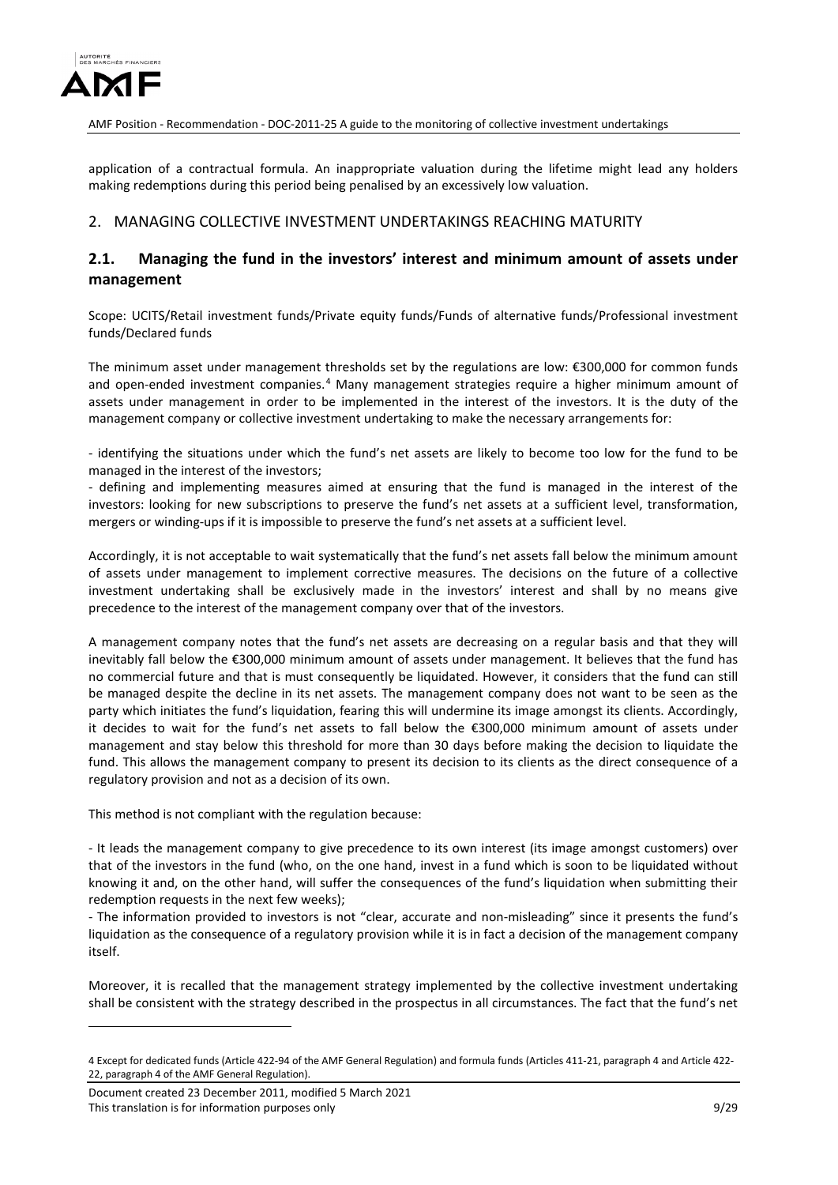application of a contractual formula. An inappropriate valuation during the lifetime might lead any holders making redemptions during this period being penalised by an excessively low valuation.

## 2. MANAGING COLLECTIVE INVESTMENT UNDERTAKINGS REACHING MATURITY

### 2.1. Managing the fund in the investors' interest and minimum amount of assets under management

Scope: UCITS/Retail investment funds/Private equity funds/Funds of alternative funds/Professional investment funds/Declared funds

The minimum asset under management thresholds set by the regulations are low: €300,000 for common funds and open-ended investment companies.[4] Many management strategies require a higher minimum amount of assets under management in order to be implemented in the interest of the investors. It is the duty of the management company or collective investment undertaking to make the necessary arrangements for:

- identifying the situations under which the fund's net assets are likely to become too low for the fund to be managed in the interest of the investors;
- defining and implementing measures aimed at ensuring that the fund is managed in the interest of the investors: looking for new subscriptions to preserve the fund's net assets at a sufficient level, transformation, mergers or winding-ups if it is impossible to preserve the fund's net assets at a sufficient level.

Accordingly, it is not acceptable to wait systematically that the fund's net assets fall below the minimum amount of assets under management to implement corrective measures. The decisions on the future of a collective investment undertaking shall be exclusively made in the investors' interest and shall by no means give precedence to the interest of the management company over that of the investors.

A management company notes that the fund's net assets are decreasing on a regular basis and that they will inevitably fall below the €300,000 minimum amount of assets under management. It believes that the fund has no commercial future and that is must consequently be liquidated. However, it considers that the fund can still be managed despite the decline in its net assets. The management company does not want to be seen as the party which initiates the fund's liquidation, fearing this will undermine its image amongst its clients. Accordingly, it decides to wait for the fund's net assets to fall below the €300,000 minimum amount of assets under management and stay below this threshold for more than 30 days before making the decision to liquidate the fund. This allows the management company to present its decision to its clients as the direct consequence of a regulatory provision and not as a decision of its own.

This method is not compliant with the regulation because:

- It leads the management company to give precedence to its own interest (its image amongst customers) over that of the investors in the fund (who, on the one hand, invest in a fund which is soon to be liquidated without knowing it and, on the other hand, will suffer the consequences of the fund's liquidation when submitting their redemption requests in the next few weeks);
- The information provided to investors is not "clear, accurate and non-misleading" since it presents the fund's liquidation as the consequence of a regulatory provision while it is in fact a decision of the management company itself.

Moreover, it is recalled that the management strategy implemented by the collective investment undertaking shall be consistent with the strategy described in the prospectus in all circumstances. The fact that the fund's net

[4] Except for dedicated funds (Article 422-94 of the AMF General Regulation) and formula funds (Articles 411-21, paragraph 4 and Article 422-22, paragraph 4 of the AMF General Regulation).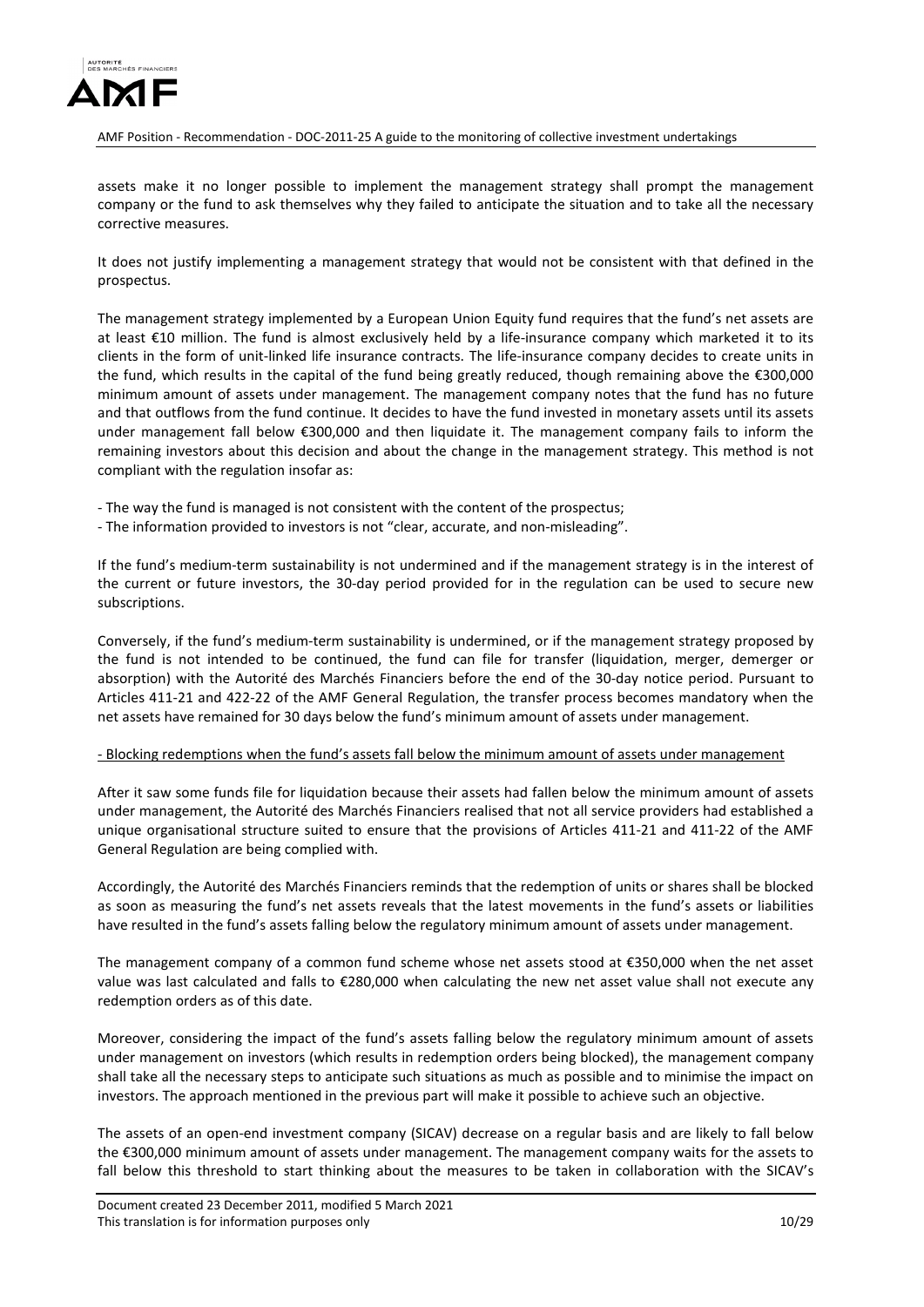assets make it no longer possible to implement the management strategy shall prompt the management company or the fund to ask themselves why they failed to anticipate the situation and to take all the necessary corrective measures.

It does not justify implementing a management strategy that would not be consistent with that defined in the prospectus.

The management strategy implemented by a European Union Equity fund requires that the fund's net assets are at least €10 million. The fund is almost exclusively held by a life-insurance company which marketed it to its clients in the form of unit-linked life insurance contracts. The life-insurance company decides to create units in the fund, which results in the capital of the fund being greatly reduced, though remaining above the €300,000 minimum amount of assets under management. The management company notes that the fund has no future and that outflows from the fund continue. It decides to have the fund invested in monetary assets until its assets under management fall below €300,000 and then liquidate it. The management company fails to inform the remaining investors about this decision and about the change in the management strategy. This method is not compliant with the regulation insofar as:

- The way the fund is managed is not consistent with the content of the prospectus;
- The information provided to investors is not "clear, accurate, and non-misleading".

If the fund's medium-term sustainability is not undermined and if the management strategy is in the interest of the current or future investors, the 30-day period provided for in the regulation can be used to secure new subscriptions.

Conversely, if the fund's medium-term sustainability is undermined, or if the management strategy proposed by the fund is not intended to be continued, the fund can file for transfer (liquidation, merger, demerger or absorption) with the Autorité des Marchés Financiers before the end of the 30-day notice period. Pursuant to Articles 411-21 and 422-22 of the AMF General Regulation, the transfer process becomes mandatory when the net assets have remained for 30 days below the fund's minimum amount of assets under management.

<u>- Blocking redemptions when the fund's assets fall below the minimum amount of assets under management</u>

After it saw some funds file for liquidation because their assets had fallen below the minimum amount of assets under management, the Autorité des Marchés Financiers realised that not all service providers had established a unique organisational structure suited to ensure that the provisions of Articles 411-21 and 411-22 of the AMF General Regulation are being complied with.

Accordingly, the Autorité des Marchés Financiers reminds that the redemption of units or shares shall be blocked as soon as measuring the fund's net assets reveals that the latest movements in the fund's assets or liabilities have resulted in the fund's assets falling below the regulatory minimum amount of assets under management.

The management company of a common fund scheme whose net assets stood at €350,000 when the net asset value was last calculated and falls to €280,000 when calculating the new net asset value shall not execute any redemption orders as of this date.

Moreover, considering the impact of the fund's assets falling below the regulatory minimum amount of assets under management on investors (which results in redemption orders being blocked), the management company shall take all the necessary steps to anticipate such situations as much as possible and to minimise the impact on investors. The approach mentioned in the previous part will make it possible to achieve such an objective.

The assets of an open-end investment company (SICAV) decrease on a regular basis and are likely to fall below the €300,000 minimum amount of assets under management. The management company waits for the assets to fall below this threshold to start thinking about the measures to be taken in collaboration with the SICAV's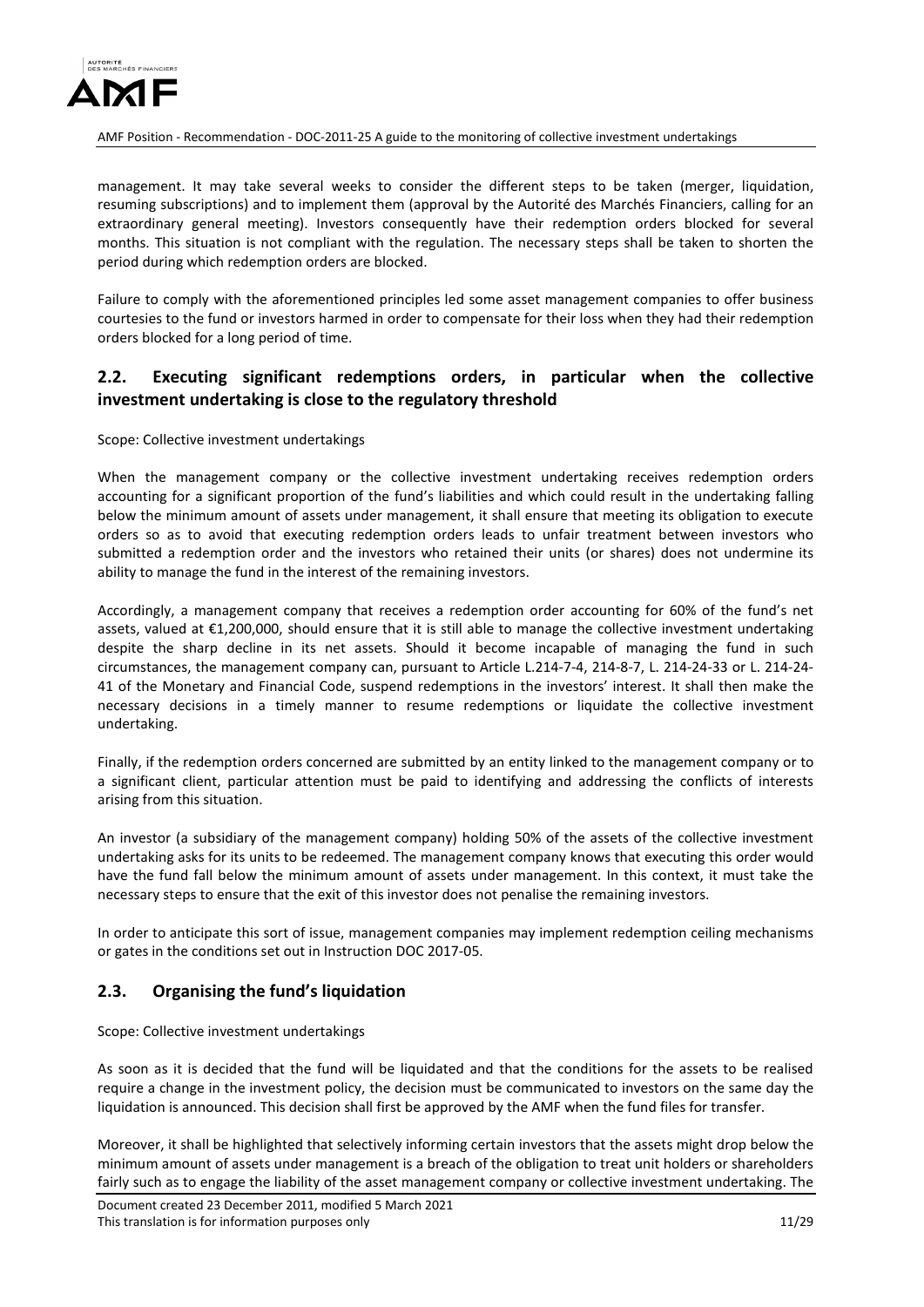management. It may take several weeks to consider the different steps to be taken (merger, liquidation, resuming subscriptions) and to implement them (approval by the Autorité des Marchés Financiers, calling for an extraordinary general meeting). Investors consequently have their redemption orders blocked for several months. This situation is not compliant with the regulation. The necessary steps shall be taken to shorten the period during which redemption orders are blocked.

Failure to comply with the aforementioned principles led some asset management companies to offer business courtesies to the fund or investors harmed in order to compensate for their loss when they had their redemption orders blocked for a long period of time.

## 2.2. Executing significant redemptions orders, in particular when the collective investment undertaking is close to the regulatory threshold

Scope: Collective investment undertakings

When the management company or the collective investment undertaking receives redemption orders accounting for a significant proportion of the fund's liabilities and which could result in the undertaking falling below the minimum amount of assets under management, it shall ensure that meeting its obligation to execute orders so as to avoid that executing redemption orders leads to unfair treatment between investors who submitted a redemption order and the investors who retained their units (or shares) does not undermine its ability to manage the fund in the interest of the remaining investors.

Accordingly, a management company that receives a redemption order accounting for 60% of the fund's net assets, valued at €1,200,000, should ensure that it is still able to manage the collective investment undertaking despite the sharp decline in its net assets. Should it become incapable of managing the fund in such circumstances, the management company can, pursuant to Article L.214-7-4, 214-8-7, L. 214-24-33 or L. 214-24-41 of the Monetary and Financial Code, suspend redemptions in the investors' interest. It shall then make the necessary decisions in a timely manner to resume redemptions or liquidate the collective investment undertaking.

Finally, if the redemption orders concerned are submitted by an entity linked to the management company or to a significant client, particular attention must be paid to identifying and addressing the conflicts of interests arising from this situation.

An investor (a subsidiary of the management company) holding 50% of the assets of the collective investment undertaking asks for its units to be redeemed. The management company knows that executing this order would have the fund fall below the minimum amount of assets under management. In this context, it must take the necessary steps to ensure that the exit of this investor does not penalise the remaining investors.

In order to anticipate this sort of issue, management companies may implement redemption ceiling mechanisms or gates in the conditions set out in Instruction DOC 2017-05.

## 2.3. Organising the fund's liquidation

Scope: Collective investment undertakings

As soon as it is decided that the fund will be liquidated and that the conditions for the assets to be realised require a change in the investment policy, the decision must be communicated to investors on the same day the liquidation is announced. This decision shall first be approved by the AMF when the fund files for transfer.

Moreover, it shall be highlighted that selectively informing certain investors that the assets might drop below the minimum amount of assets under management is a breach of the obligation to treat unit holders or shareholders fairly such as to engage the liability of the asset management company or collective investment undertaking. The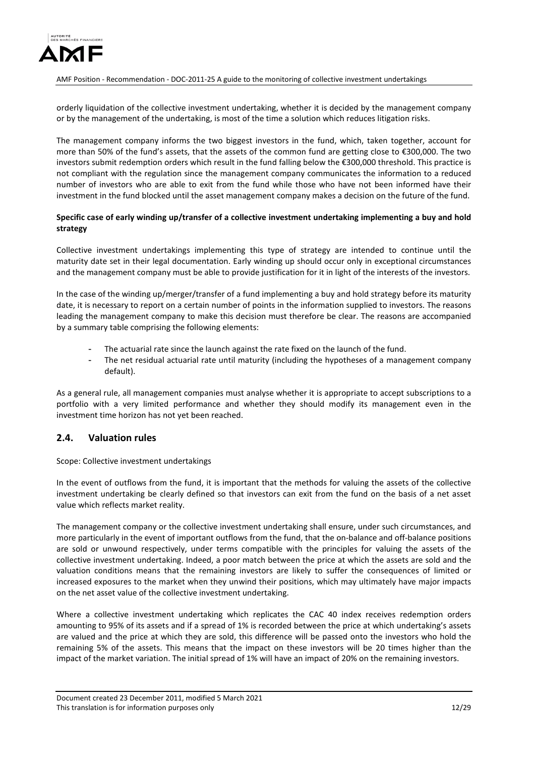orderly liquidation of the collective investment undertaking, whether it is decided by the management company or by the management of the undertaking, is most of the time a solution which reduces litigation risks.

The management company informs the two biggest investors in the fund, which, taken together, account for more than 50% of the fund's assets, that the assets of the common fund are getting close to €300,000. The two investors submit redemption orders which result in the fund falling below the €300,000 threshold. This practice is not compliant with the regulation since the management company communicates the information to a reduced number of investors who are able to exit from the fund while those who have not been informed have their investment in the fund blocked until the asset management company makes a decision on the future of the fund.

**Specific case of early winding up/transfer of a collective investment undertaking implementing a buy and hold strategy**

Collective investment undertakings implementing this type of strategy are intended to continue until the maturity date set in their legal documentation. Early winding up should occur only in exceptional circumstances and the management company must be able to provide justification for it in light of the interests of the investors.

In the case of the winding up/merger/transfer of a fund implementing a buy and hold strategy before its maturity date, it is necessary to report on a certain number of points in the information supplied to investors. The reasons leading the management company to make this decision must therefore be clear. The reasons are accompanied by a summary table comprising the following elements:

- The actuarial rate since the launch against the rate fixed on the launch of the fund.
- The net residual actuarial rate until maturity (including the hypotheses of a management company default).

As a general rule, all management companies must analyse whether it is appropriate to accept subscriptions to a portfolio with a very limited performance and whether they should modify its management even in the investment time horizon has not yet been reached.

## 2.4. Valuation rules

Scope: Collective investment undertakings

In the event of outflows from the fund, it is important that the methods for valuing the assets of the collective investment undertaking be clearly defined so that investors can exit from the fund on the basis of a net asset value which reflects market reality.

The management company or the collective investment undertaking shall ensure, under such circumstances, and more particularly in the event of important outflows from the fund, that the on-balance and off-balance positions are sold or unwound respectively, under terms compatible with the principles for valuing the assets of the collective investment undertaking. Indeed, a poor match between the price at which the assets are sold and the valuation conditions means that the remaining investors are likely to suffer the consequences of limited or increased exposures to the market when they unwind their positions, which may ultimately have major impacts on the net asset value of the collective investment undertaking.

Where a collective investment undertaking which replicates the CAC 40 index receives redemption orders amounting to 95% of its assets and if a spread of 1% is recorded between the price at which undertaking's assets are valued and the price at which they are sold, this difference will be passed onto the investors who hold the remaining 5% of the assets. This means that the impact on these investors will be 20 times higher than the impact of the market variation. The initial spread of 1% will have an impact of 20% on the remaining investors.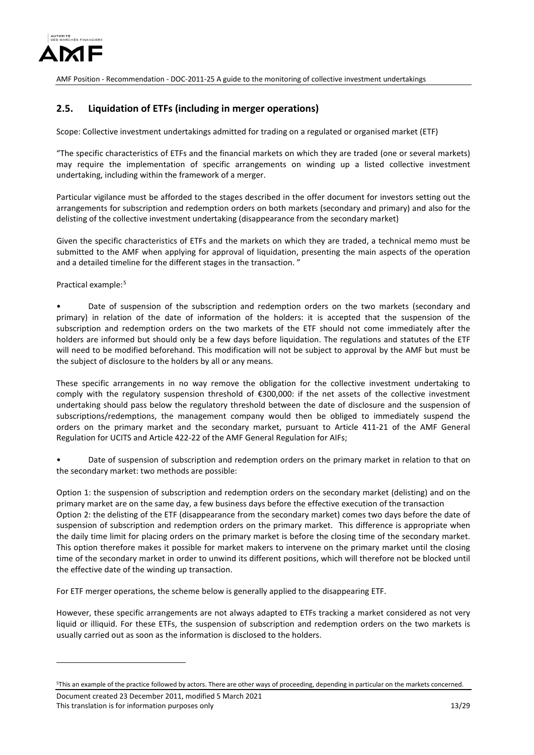## 2.5. Liquidation of ETFs (including in merger operations)

Scope: Collective investment undertakings admitted for trading on a regulated or organised market (ETF)

"The specific characteristics of ETFs and the financial markets on which they are traded (one or several markets) may require the implementation of specific arrangements on winding up a listed collective investment undertaking, including within the framework of a merger.

Particular vigilance must be afforded to the stages described in the offer document for investors setting out the arrangements for subscription and redemption orders on both markets (secondary and primary) and also for the delisting of the collective investment undertaking (disappearance from the secondary market)

Given the specific characteristics of ETFs and the markets on which they are traded, a technical memo must be submitted to the AMF when applying for approval of liquidation, presenting the main aspects of the operation and a detailed timeline for the different stages in the transaction. "

Practical example:[5]

- Date of suspension of the subscription and redemption orders on the two markets (secondary and primary) in relation of the date of information of the holders: it is accepted that the suspension of the subscription and redemption orders on the two markets of the ETF should not come immediately after the holders are informed but should only be a few days before liquidation. The regulations and statutes of the ETF will need to be modified beforehand. This modification will not be subject to approval by the AMF but must be the subject of disclosure to the holders by all or any means.

These specific arrangements in no way remove the obligation for the collective investment undertaking to comply with the regulatory suspension threshold of €300,000: if the net assets of the collective investment undertaking should pass below the regulatory threshold between the date of disclosure and the suspension of subscriptions/redemptions, the management company would then be obliged to immediately suspend the orders on the primary market and the secondary market, pursuant to Article 411-21 of the AMF General Regulation for UCITS and Article 422-22 of the AMF General Regulation for AIFs;

- Date of suspension of subscription and redemption orders on the primary market in relation to that on the secondary market: two methods are possible:

Option 1: the suspension of subscription and redemption orders on the secondary market (delisting) and on the primary market are on the same day, a few business days before the effective execution of the transaction
Option 2: the delisting of the ETF (disappearance from the secondary market) comes two days before the date of suspension of subscription and redemption orders on the primary market. This difference is appropriate when the daily time limit for placing orders on the primary market is before the closing time of the secondary market. This option therefore makes it possible for market makers to intervene on the primary market until the closing time of the secondary market in order to unwind its different positions, which will therefore not be blocked until the effective date of the winding up transaction.

For ETF merger operations, the scheme below is generally applied to the disappearing ETF.

However, these specific arrangements are not always adapted to ETFs tracking a market considered as not very liquid or illiquid. For these ETFs, the suspension of subscription and redemption orders on the two markets is usually carried out as soon as the information is disclosed to the holders.

---

[5] This an example of the practice followed by actors. There are other ways of proceeding, depending in particular on the markets concerned.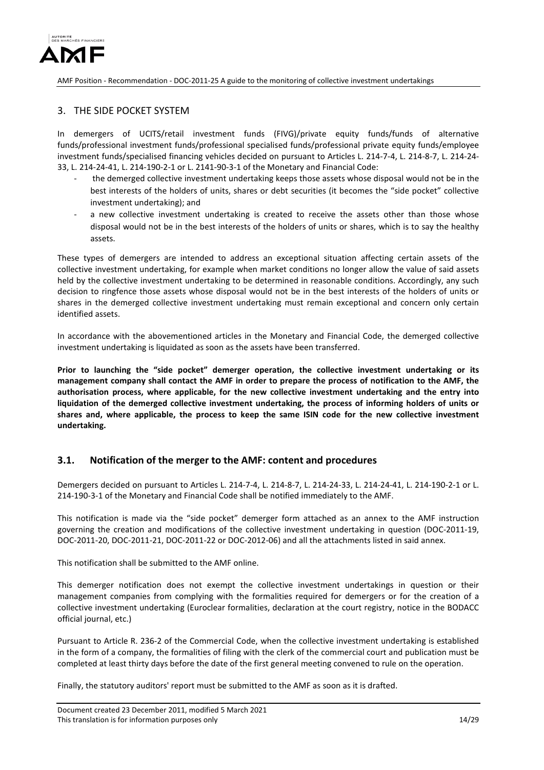## 3. THE SIDE POCKET SYSTEM

In demergers of UCITS/retail investment funds (FIVG)/private equity funds/funds of alternative funds/professional investment funds/professional specialised funds/professional private equity funds/employee investment funds/specialised financing vehicles decided on pursuant to Articles L. 214-7-4, L. 214-8-7, L. 214-24-33, L. 214-24-41, L. 214-190-2-1 or L. 2141-90-3-1 of the Monetary and Financial Code:

- the demerged collective investment undertaking keeps those assets whose disposal would not be in the best interests of the holders of units, shares or debt securities (it becomes the "side pocket" collective investment undertaking); and
- a new collective investment undertaking is created to receive the assets other than those whose disposal would not be in the best interests of the holders of units or shares, which is to say the healthy assets.

These types of demergers are intended to address an exceptional situation affecting certain assets of the collective investment undertaking, for example when market conditions no longer allow the value of said assets held by the collective investment undertaking to be determined in reasonable conditions. Accordingly, any such decision to ringfence those assets whose disposal would not be in the best interests of the holders of units or shares in the demerged collective investment undertaking must remain exceptional and concern only certain identified assets.

In accordance with the abovementioned articles in the Monetary and Financial Code, the demerged collective investment undertaking is liquidated as soon as the assets have been transferred.

**Prior to launching the "side pocket" demerger operation, the collective investment undertaking or its management company shall contact the AMF in order to prepare the process of notification to the AMF, the authorisation process, where applicable, for the new collective investment undertaking and the entry into liquidation of the demerged collective investment undertaking, the process of informing holders of units or shares and, where applicable, the process to keep the same ISIN code for the new collective investment undertaking.**

### 3.1. Notification of the merger to the AMF: content and procedures

Demergers decided on pursuant to Articles L. 214-7-4, L. 214-8-7, L. 214-24-33, L. 214-24-41, L. 214-190-2-1 or L. 214-190-3-1 of the Monetary and Financial Code shall be notified immediately to the AMF.

This notification is made via the "side pocket" demerger form attached as an annex to the AMF instruction governing the creation and modifications of the collective investment undertaking in question (DOC-2011-19, DOC-2011-20, DOC-2011-21, DOC-2011-22 or DOC-2012-06) and all the attachments listed in said annex.

This notification shall be submitted to the AMF online.

This demerger notification does not exempt the collective investment undertakings in question or their management companies from complying with the formalities required for demergers or for the creation of a collective investment undertaking (Euroclear formalities, declaration at the court registry, notice in the BODACC official journal, etc.)

Pursuant to Article R. 236-2 of the Commercial Code, when the collective investment undertaking is established in the form of a company, the formalities of filing with the clerk of the commercial court and publication must be completed at least thirty days before the date of the first general meeting convened to rule on the operation.

Finally, the statutory auditors' report must be submitted to the AMF as soon as it is drafted.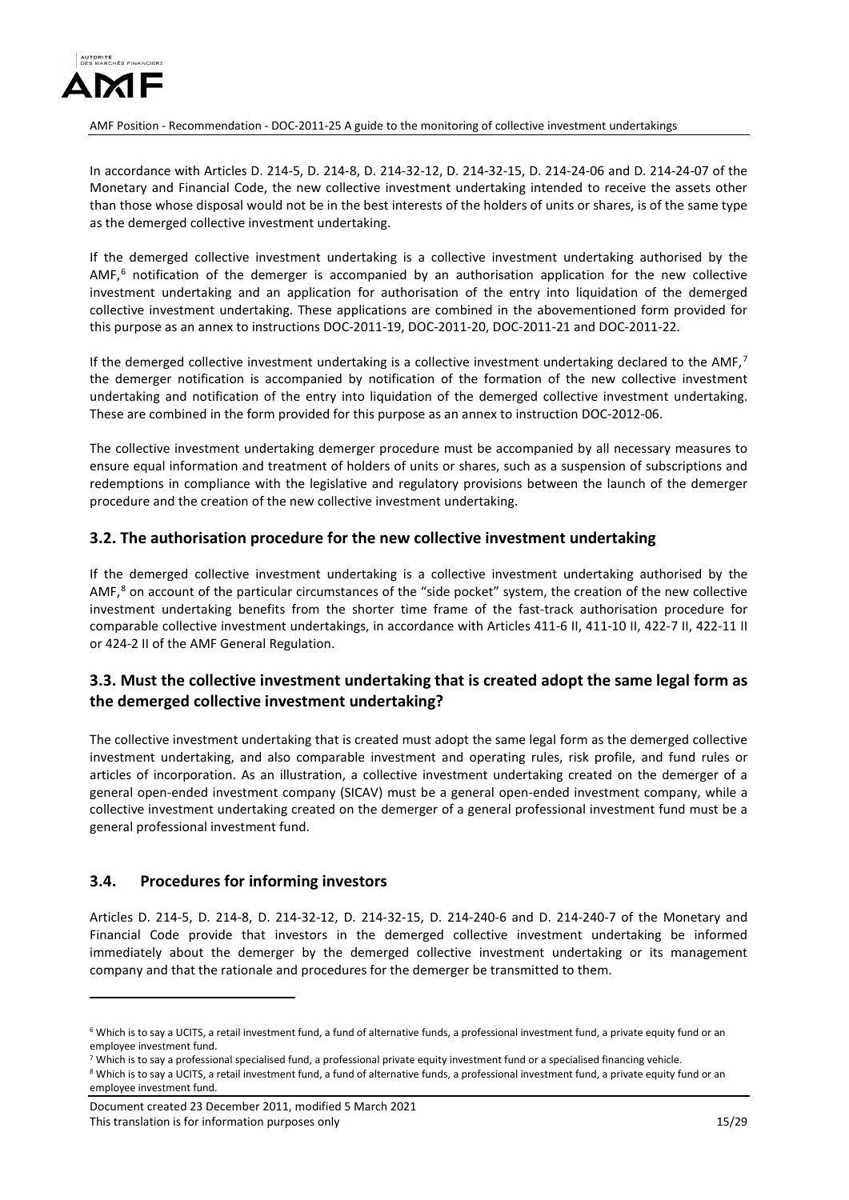In accordance with Articles D. 214-5, D. 214-8, D. 214-32-12, D. 214-32-15, D. 214-24-06 and D. 214-24-07 of the Monetary and Financial Code, the new collective investment undertaking intended to receive the assets other than those whose disposal would not be in the best interests of the holders of units or shares, is of the same type as the demerged collective investment undertaking.

If the demerged collective investment undertaking is a collective investment undertaking authorised by the AMF,[6] notification of the demerger is accompanied by an authorisation application for the new collective investment undertaking and an application for authorisation of the entry into liquidation of the demerged collective investment undertaking. These applications are combined in the abovementioned form provided for this purpose as an annex to instructions DOC-2011-19, DOC-2011-20, DOC-2011-21 and DOC-2011-22.

If the demerged collective investment undertaking is a collective investment undertaking declared to the AMF,[7] the demerger notification is accompanied by notification of the formation of the new collective investment undertaking and notification of the entry into liquidation of the demerged collective investment undertaking. These are combined in the form provided for this purpose as an annex to instruction DOC-2012-06.

The collective investment undertaking demerger procedure must be accompanied by all necessary measures to ensure equal information and treatment of holders of units or shares, such as a suspension of subscriptions and redemptions in compliance with the legislative and regulatory provisions between the launch of the demerger procedure and the creation of the new collective investment undertaking.

## 3.2. The authorisation procedure for the new collective investment undertaking

If the demerged collective investment undertaking is a collective investment undertaking authorised by the AMF,[8] on account of the particular circumstances of the "side pocket" system, the creation of the new collective investment undertaking benefits from the shorter time frame of the fast-track authorisation procedure for comparable collective investment undertakings, in accordance with Articles 411-6 II, 411-10 II, 422-7 II, 422-11 II or 424-2 II of the AMF General Regulation.

## 3.3. Must the collective investment undertaking that is created adopt the same legal form as the demerged collective investment undertaking?

The collective investment undertaking that is created must adopt the same legal form as the demerged collective investment undertaking, and also comparable investment and operating rules, risk profile, and fund rules or articles of incorporation. As an illustration, a collective investment undertaking created on the demerger of a general open-ended investment company (SICAV) must be a general open-ended investment company, while a collective investment undertaking created on the demerger of a general professional investment fund must be a general professional investment fund.

## 3.4. Procedures for informing investors

Articles D. 214-5, D. 214-8, D. 214-32-12, D. 214-32-15, D. 214-240-6 and D. 214-240-7 of the Monetary and Financial Code provide that investors in the demerged collective investment undertaking be informed immediately about the demerger by the demerged collective investment undertaking or its management company and that the rationale and procedures for the demerger be transmitted to them.

---

[6] Which is to say a UCITS, a retail investment fund, a fund of alternative funds, a professional investment fund, a private equity fund or an employee investment fund.

[7] Which is to say a professional specialised fund, a professional private equity investment fund or a specialised financing vehicle.

[8] Which is to say a UCITS, a retail investment fund, a fund of alternative funds, a professional investment fund, a private equity fund or an employee investment fund.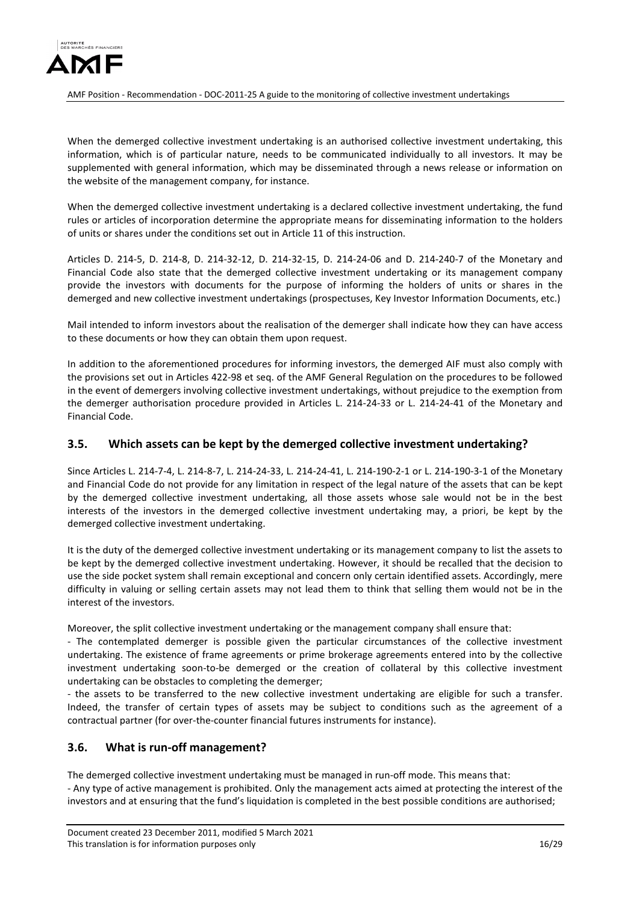When the demerged collective investment undertaking is an authorised collective investment undertaking, this information, which is of particular nature, needs to be communicated individually to all investors. It may be supplemented with general information, which may be disseminated through a news release or information on the website of the management company, for instance.

When the demerged collective investment undertaking is a declared collective investment undertaking, the fund rules or articles of incorporation determine the appropriate means for disseminating information to the holders of units or shares under the conditions set out in Article 11 of this instruction.

Articles D. 214-5, D. 214-8, D. 214-32-12, D. 214-32-15, D. 214-24-06 and D. 214-240-7 of the Monetary and Financial Code also state that the demerged collective investment undertaking or its management company provide the investors with documents for the purpose of informing the holders of units or shares in the demerged and new collective investment undertakings (prospectuses, Key Investor Information Documents, etc.)

Mail intended to inform investors about the realisation of the demerger shall indicate how they can have access to these documents or how they can obtain them upon request.

In addition to the aforementioned procedures for informing investors, the demerged AIF must also comply with the provisions set out in Articles 422-98 et seq. of the AMF General Regulation on the procedures to be followed in the event of demergers involving collective investment undertakings, without prejudice to the exemption from the demerger authorisation procedure provided in Articles L. 214-24-33 or L. 214-24-41 of the Monetary and Financial Code.

## 3.5. Which assets can be kept by the demerged collective investment undertaking?

Since Articles L. 214-7-4, L. 214-8-7, L. 214-24-33, L. 214-24-41, L. 214-190-2-1 or L. 214-190-3-1 of the Monetary and Financial Code do not provide for any limitation in respect of the legal nature of the assets that can be kept by the demerged collective investment undertaking, all those assets whose sale would not be in the best interests of the investors in the demerged collective investment undertaking may, a priori, be kept by the demerged collective investment undertaking.

It is the duty of the demerged collective investment undertaking or its management company to list the assets to be kept by the demerged collective investment undertaking. However, it should be recalled that the decision to use the side pocket system shall remain exceptional and concern only certain identified assets. Accordingly, mere difficulty in valuing or selling certain assets may not lead them to think that selling them would not be in the interest of the investors.

Moreover, the split collective investment undertaking or the management company shall ensure that:

- The contemplated demerger is possible given the particular circumstances of the collective investment undertaking. The existence of frame agreements or prime brokerage agreements entered into by the collective investment undertaking soon-to-be demerged or the creation of collateral by this collective investment undertaking can be obstacles to completing the demerger;
- the assets to be transferred to the new collective investment undertaking are eligible for such a transfer. Indeed, the transfer of certain types of assets may be subject to conditions such as the agreement of a contractual partner (for over-the-counter financial futures instruments for instance).

## 3.6. What is run-off management?

The demerged collective investment undertaking must be managed in run-off mode. This means that:

- Any type of active management is prohibited. Only the management acts aimed at protecting the interest of the investors and at ensuring that the fund's liquidation is completed in the best possible conditions are authorised;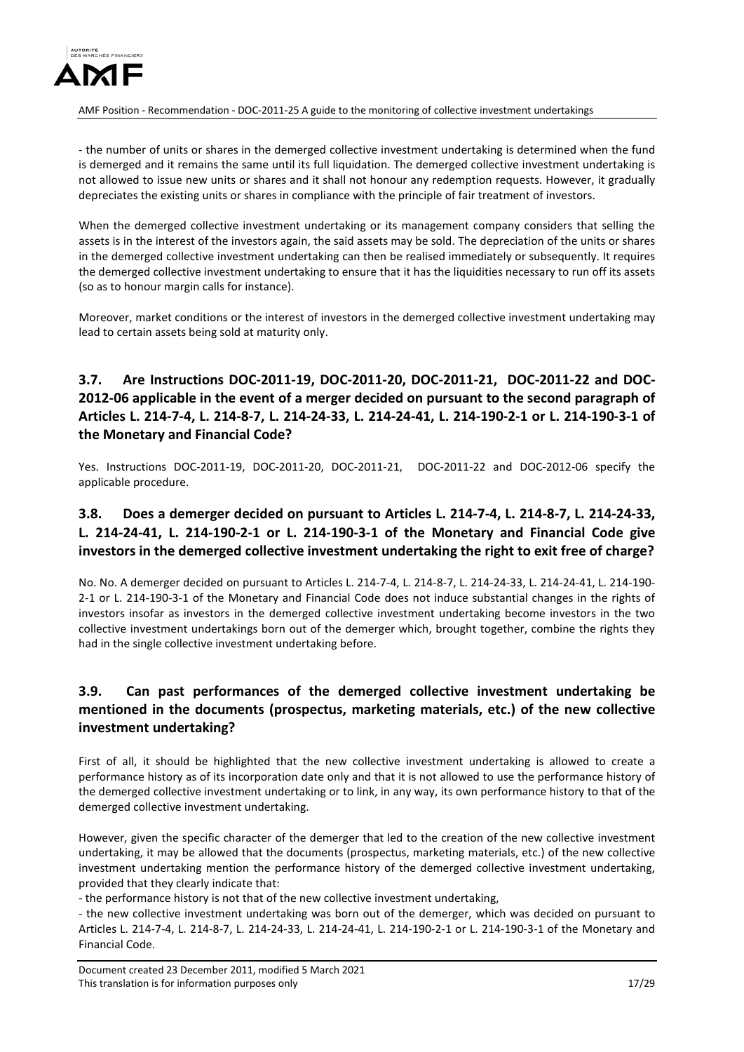- the number of units or shares in the demerged collective investment undertaking is determined when the fund is demerged and it remains the same until its full liquidation. The demerged collective investment undertaking is not allowed to issue new units or shares and it shall not honour any redemption requests. However, it gradually depreciates the existing units or shares in compliance with the principle of fair treatment of investors.

When the demerged collective investment undertaking or its management company considers that selling the assets is in the interest of the investors again, the said assets may be sold. The depreciation of the units or shares in the demerged collective investment undertaking can then be realised immediately or subsequently. It requires the demerged collective investment undertaking to ensure that it has the liquidities necessary to run off its assets (so as to honour margin calls for instance).

Moreover, market conditions or the interest of investors in the demerged collective investment undertaking may lead to certain assets being sold at maturity only.

### 3.7. Are Instructions DOC-2011-19, DOC-2011-20, DOC-2011-21, DOC-2011-22 and DOC-2012-06 applicable in the event of a merger decided on pursuant to the second paragraph of Articles L. 214-7-4, L. 214-8-7, L. 214-24-33, L. 214-24-41, L. 214-190-2-1 or L. 214-190-3-1 of the Monetary and Financial Code?

Yes. Instructions DOC-2011-19, DOC-2011-20, DOC-2011-21, DOC-2011-22 and DOC-2012-06 specify the applicable procedure.

### 3.8. Does a demerger decided on pursuant to Articles L. 214-7-4, L. 214-8-7, L. 214-24-33, L. 214-24-41, L. 214-190-2-1 or L. 214-190-3-1 of the Monetary and Financial Code give investors in the demerged collective investment undertaking the right to exit free of charge?

No. No. A demerger decided on pursuant to Articles L. 214-7-4, L. 214-8-7, L. 214-24-33, L. 214-24-41, L. 214-190-2-1 or L. 214-190-3-1 of the Monetary and Financial Code does not induce substantial changes in the rights of investors insofar as investors in the demerged collective investment undertaking become investors in the two collective investment undertakings born out of the demerger which, brought together, combine the rights they had in the single collective investment undertaking before.

### 3.9. Can past performances of the demerged collective investment undertaking be mentioned in the documents (prospectus, marketing materials, etc.) of the new collective investment undertaking?

First of all, it should be highlighted that the new collective investment undertaking is allowed to create a performance history as of its incorporation date only and that it is not allowed to use the performance history of the demerged collective investment undertaking or to link, in any way, its own performance history to that of the demerged collective investment undertaking.

However, given the specific character of the demerger that led to the creation of the new collective investment undertaking, it may be allowed that the documents (prospectus, marketing materials, etc.) of the new collective investment undertaking mention the performance history of the demerged collective investment undertaking, provided that they clearly indicate that:

- the performance history is not that of the new collective investment undertaking,
- the new collective investment undertaking was born out of the demerger, which was decided on pursuant to Articles L. 214-7-4, L. 214-8-7, L. 214-24-33, L. 214-24-41, L. 214-190-2-1 or L. 214-190-3-1 of the Monetary and Financial Code.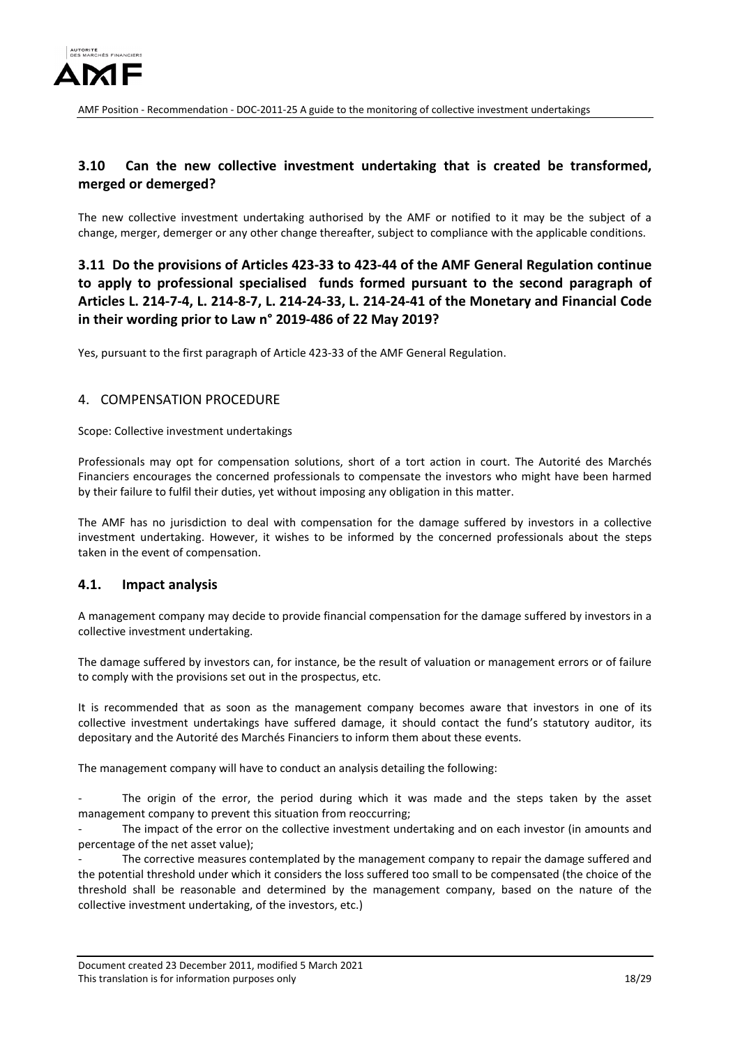## 3.10 Can the new collective investment undertaking that is created be transformed, merged or demerged?

The new collective investment undertaking authorised by the AMF or notified to it may be the subject of a change, merger, demerger or any other change thereafter, subject to compliance with the applicable conditions.

## 3.11 Do the provisions of Articles 423-33 to 423-44 of the AMF General Regulation continue to apply to professional specialised funds formed pursuant to the second paragraph of Articles L. 214-7-4, L. 214-8-7, L. 214-24-33, L. 214-24-41 of the Monetary and Financial Code in their wording prior to Law n° 2019-486 of 22 May 2019?

Yes, pursuant to the first paragraph of Article 423-33 of the AMF General Regulation.

# 4. COMPENSATION PROCEDURE

Scope: Collective investment undertakings

Professionals may opt for compensation solutions, short of a tort action in court. The Autorité des Marchés Financiers encourages the concerned professionals to compensate the investors who might have been harmed by their failure to fulfil their duties, yet without imposing any obligation in this matter.

The AMF has no jurisdiction to deal with compensation for the damage suffered by investors in a collective investment undertaking. However, it wishes to be informed by the concerned professionals about the steps taken in the event of compensation.

## 4.1. Impact analysis

A management company may decide to provide financial compensation for the damage suffered by investors in a collective investment undertaking.

The damage suffered by investors can, for instance, be the result of valuation or management errors or of failure to comply with the provisions set out in the prospectus, etc.

It is recommended that as soon as the management company becomes aware that investors in one of its collective investment undertakings have suffered damage, it should contact the fund's statutory auditor, its depositary and the Autorité des Marchés Financiers to inform them about these events.

The management company will have to conduct an analysis detailing the following:

- The origin of the error, the period during which it was made and the steps taken by the asset management company to prevent this situation from reoccurring;
- The impact of the error on the collective investment undertaking and on each investor (in amounts and percentage of the net asset value);
- The corrective measures contemplated by the management company to repair the damage suffered and the potential threshold under which it considers the loss suffered too small to be compensated (the choice of the threshold shall be reasonable and determined by the management company, based on the nature of the collective investment undertaking, of the investors, etc.)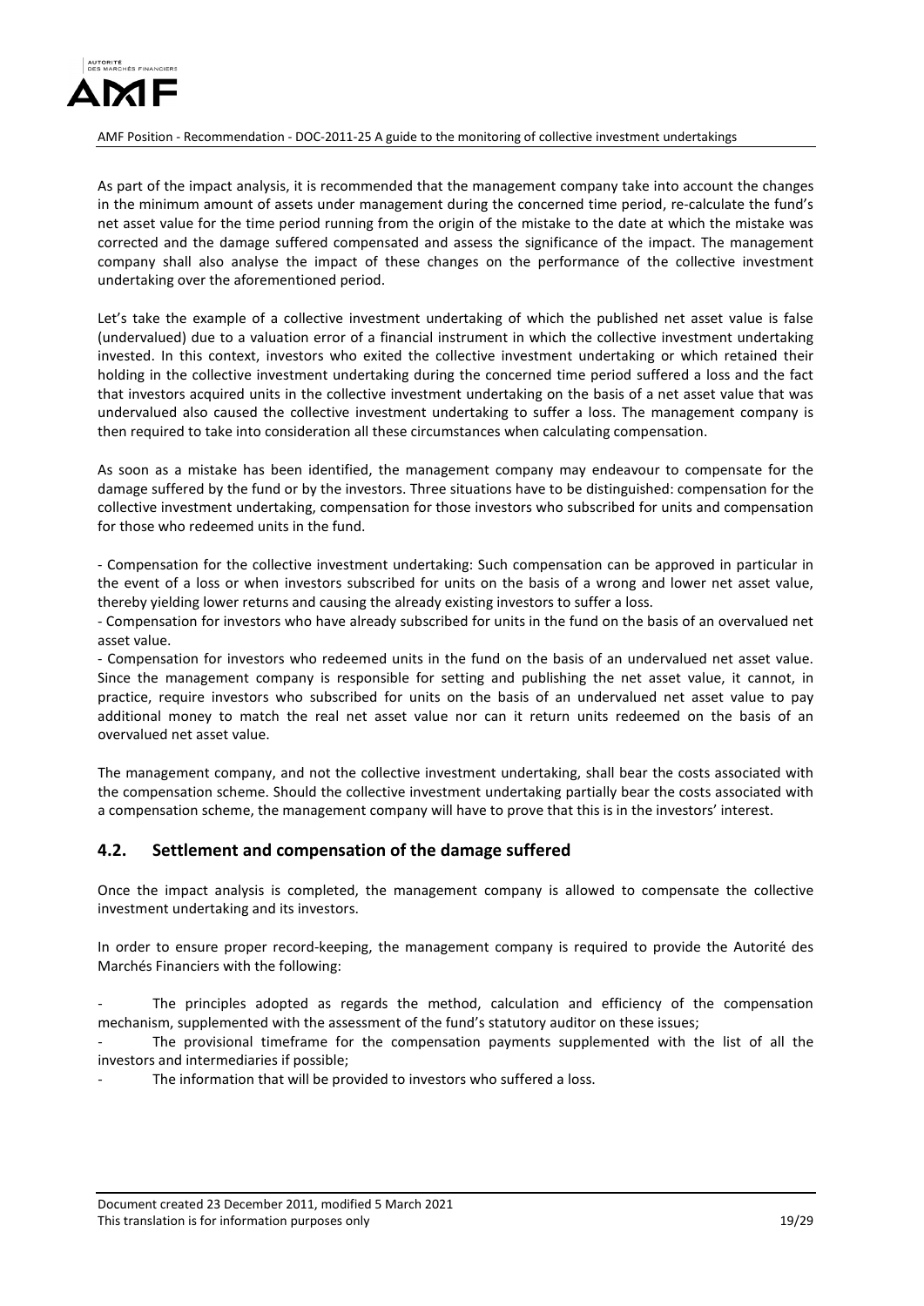As part of the impact analysis, it is recommended that the management company take into account the changes in the minimum amount of assets under management during the concerned time period, re-calculate the fund's net asset value for the time period running from the origin of the mistake to the date at which the mistake was corrected and the damage suffered compensated and assess the significance of the impact. The management company shall also analyse the impact of these changes on the performance of the collective investment undertaking over the aforementioned period.

Let's take the example of a collective investment undertaking of which the published net asset value is false (undervalued) due to a valuation error of a financial instrument in which the collective investment undertaking invested. In this context, investors who exited the collective investment undertaking or which retained their holding in the collective investment undertaking during the concerned time period suffered a loss and the fact that investors acquired units in the collective investment undertaking on the basis of a net asset value that was undervalued also caused the collective investment undertaking to suffer a loss. The management company is then required to take into consideration all these circumstances when calculating compensation.

As soon as a mistake has been identified, the management company may endeavour to compensate for the damage suffered by the fund or by the investors. Three situations have to be distinguished: compensation for the collective investment undertaking, compensation for those investors who subscribed for units and compensation for those who redeemed units in the fund.

- Compensation for the collective investment undertaking: Such compensation can be approved in particular in the event of a loss or when investors subscribed for units on the basis of a wrong and lower net asset value, thereby yielding lower returns and causing the already existing investors to suffer a loss.
- Compensation for investors who have already subscribed for units in the fund on the basis of an overvalued net asset value.
- Compensation for investors who redeemed units in the fund on the basis of an undervalued net asset value.

Since the management company is responsible for setting and publishing the net asset value, it cannot, in practice, require investors who subscribed for units on the basis of an undervalued net asset value to pay additional money to match the real net asset value nor can it return units redeemed on the basis of an overvalued net asset value.

The management company, and not the collective investment undertaking, shall bear the costs associated with the compensation scheme. Should the collective investment undertaking partially bear the costs associated with a compensation scheme, the management company will have to prove that this is in the investors' interest.

## 4.2. Settlement and compensation of the damage suffered

Once the impact analysis is completed, the management company is allowed to compensate the collective investment undertaking and its investors.

In order to ensure proper record-keeping, the management company is required to provide the Autorité des Marchés Financiers with the following:

- The principles adopted as regards the method, calculation and efficiency of the compensation mechanism, supplemented with the assessment of the fund's statutory auditor on these issues;
- The provisional timeframe for the compensation payments supplemented with the list of all the investors and intermediaries if possible;
- The information that will be provided to investors who suffered a loss.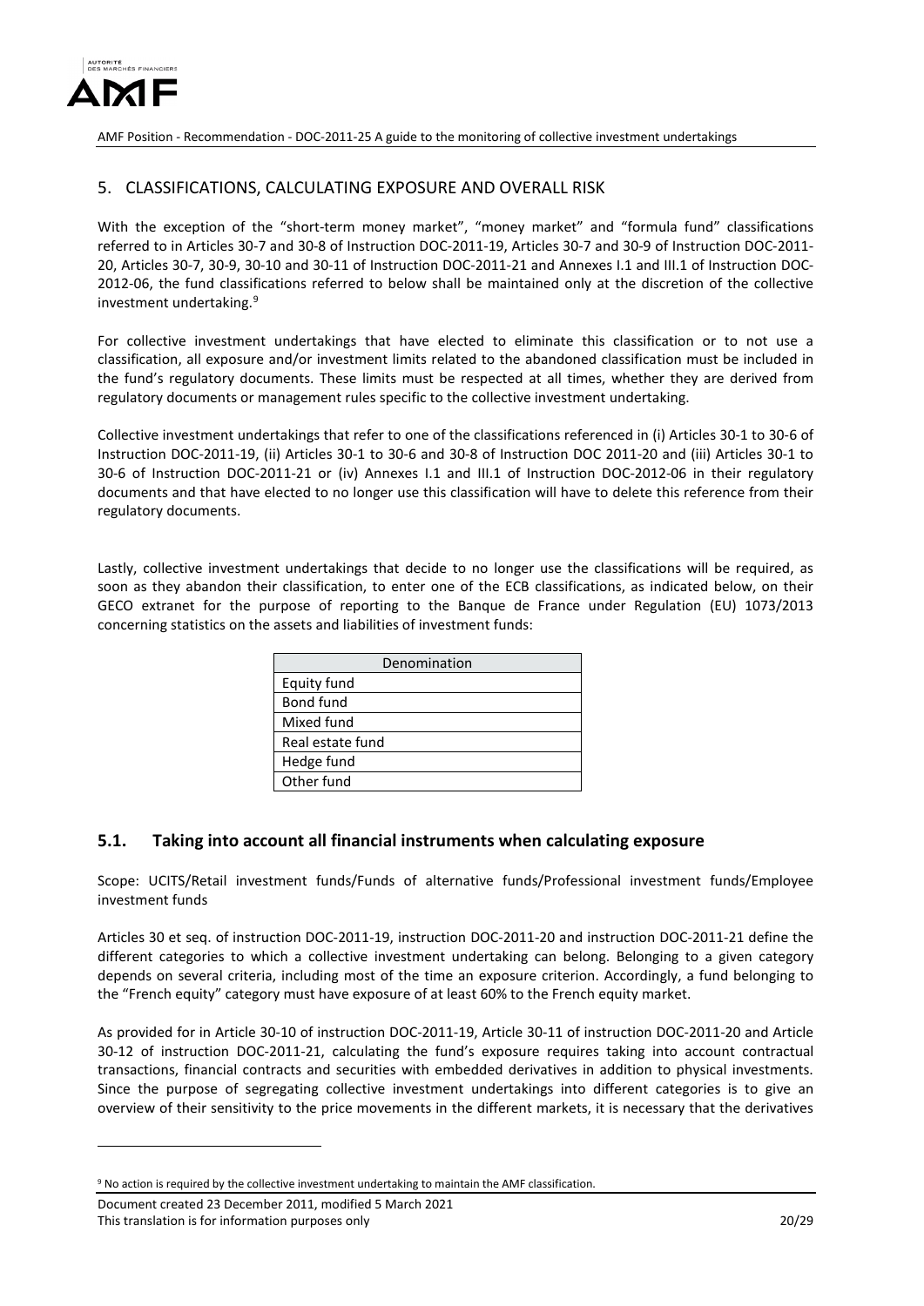## 5. CLASSIFICATIONS, CALCULATING EXPOSURE AND OVERALL RISK

With the exception of the "short-term money market", "money market" and "formula fund" classifications referred to in Articles 30-7 and 30-8 of Instruction DOC-2011-19, Articles 30-7 and 30-9 of Instruction DOC-2011-20, Articles 30-7, 30-9, 30-10 and 30-11 of Instruction DOC-2011-21 and Annexes I.1 and III.1 of Instruction DOC-2012-06, the fund classifications referred to below shall be maintained only at the discretion of the collective investment undertaking.[9]

For collective investment undertakings that have elected to eliminate this classification or to not use a classification, all exposure and/or investment limits related to the abandoned classification must be included in the fund's regulatory documents. These limits must be respected at all times, whether they are derived from regulatory documents or management rules specific to the collective investment undertaking.

Collective investment undertakings that refer to one of the classifications referenced in (i) Articles 30-1 to 30-6 of Instruction DOC-2011-19, (ii) Articles 30-1 to 30-6 and 30-8 of Instruction DOC 2011-20 and (iii) Articles 30-1 to 30-6 of Instruction DOC-2011-21 or (iv) Annexes I.1 and III.1 of Instruction DOC-2012-06 in their regulatory documents and that have elected to no longer use this classification will have to delete this reference from their regulatory documents.

Lastly, collective investment undertakings that decide to no longer use the classifications will be required, as soon as they abandon their classification, to enter one of the ECB classifications, as indicated below, on their GECO extranet for the purpose of reporting to the Banque de France under Regulation (EU) 1073/2013 concerning statistics on the assets and liabilities of investment funds:

| Denomination |
| --- |
| Equity fund |
| Bond fund |
| Mixed fund |
| Real estate fund |
| Hedge fund |
| Other fund |

### 5.1. Taking into account all financial instruments when calculating exposure

Scope: UCITS/Retail investment funds/Funds of alternative funds/Professional investment funds/Employee investment funds

Articles 30 et seq. of instruction DOC-2011-19, instruction DOC-2011-20 and instruction DOC-2011-21 define the different categories to which a collective investment undertaking can belong. Belonging to a given category depends on several criteria, including most of the time an exposure criterion. Accordingly, a fund belonging to the "French equity" category must have exposure of at least 60% to the French equity market.

As provided for in Article 30-10 of instruction DOC-2011-19, Article 30-11 of instruction DOC-2011-20 and Article 30-12 of instruction DOC-2011-21, calculating the fund's exposure requires taking into account contractual transactions, financial contracts and securities with embedded derivatives in addition to physical investments. Since the purpose of segregating collective investment undertakings into different categories is to give an overview of their sensitivity to the price movements in the different markets, it is necessary that the derivatives

[9] No action is required by the collective investment undertaking to maintain the AMF classification.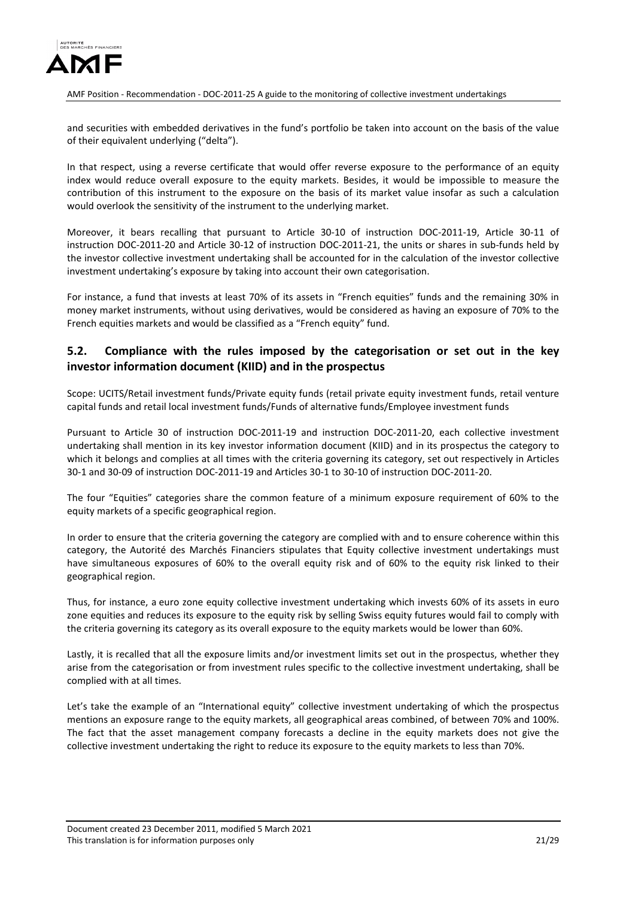and securities with embedded derivatives in the fund's portfolio be taken into account on the basis of the value of their equivalent underlying ("delta").

In that respect, using a reverse certificate that would offer reverse exposure to the performance of an equity index would reduce overall exposure to the equity markets. Besides, it would be impossible to measure the contribution of this instrument to the exposure on the basis of its market value insofar as such a calculation would overlook the sensitivity of the instrument to the underlying market.

Moreover, it bears recalling that pursuant to Article 30-10 of instruction DOC-2011-19, Article 30-11 of instruction DOC-2011-20 and Article 30-12 of instruction DOC-2011-21, the units or shares in sub-funds held by the investor collective investment undertaking shall be accounted for in the calculation of the investor collective investment undertaking's exposure by taking into account their own categorisation.

For instance, a fund that invests at least 70% of its assets in "French equities" funds and the remaining 30% in money market instruments, without using derivatives, would be considered as having an exposure of 70% to the French equities markets and would be classified as a "French equity" fund.

## 5.2. Compliance with the rules imposed by the categorisation or set out in the key investor information document (KIID) and in the prospectus

Scope: UCITS/Retail investment funds/Private equity funds (retail private equity investment funds, retail venture capital funds and retail local investment funds/Funds of alternative funds/Employee investment funds

Pursuant to Article 30 of instruction DOC-2011-19 and instruction DOC-2011-20, each collective investment undertaking shall mention in its key investor information document (KIID) and in its prospectus the category to which it belongs and complies at all times with the criteria governing its category, set out respectively in Articles 30-1 and 30-09 of instruction DOC-2011-19 and Articles 30-1 to 30-10 of instruction DOC-2011-20.

The four "Equities" categories share the common feature of a minimum exposure requirement of 60% to the equity markets of a specific geographical region.

In order to ensure that the criteria governing the category are complied with and to ensure coherence within this category, the Autorité des Marchés Financiers stipulates that Equity collective investment undertakings must have simultaneous exposures of 60% to the overall equity risk and of 60% to the equity risk linked to their geographical region.

Thus, for instance, a euro zone equity collective investment undertaking which invests 60% of its assets in euro zone equities and reduces its exposure to the equity risk by selling Swiss equity futures would fail to comply with the criteria governing its category as its overall exposure to the equity markets would be lower than 60%.

Lastly, it is recalled that all the exposure limits and/or investment limits set out in the prospectus, whether they arise from the categorisation or from investment rules specific to the collective investment undertaking, shall be complied with at all times.

Let's take the example of an "International equity" collective investment undertaking of which the prospectus mentions an exposure range to the equity markets, all geographical areas combined, of between 70% and 100%. The fact that the asset management company forecasts a decline in the equity markets does not give the collective investment undertaking the right to reduce its exposure to the equity markets to less than 70%.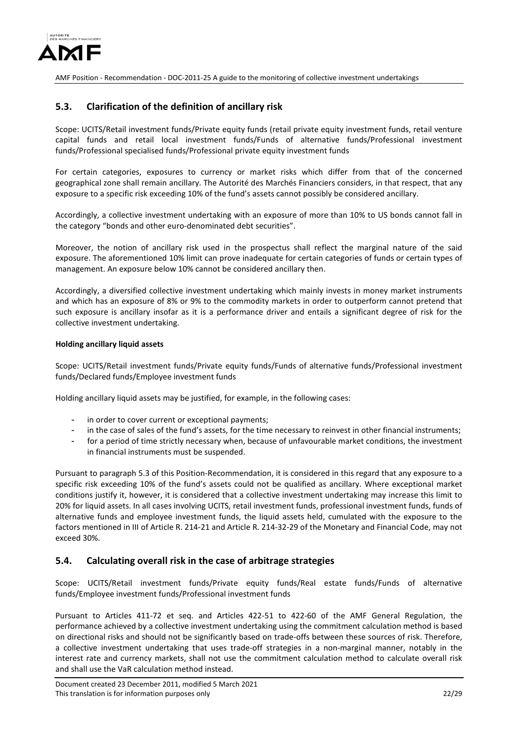## 5.3. Clarification of the definition of ancillary risk

Scope: UCITS/Retail investment funds/Private equity funds (retail private equity investment funds, retail venture capital funds and retail local investment funds/Funds of alternative funds/Professional investment funds/Professional specialised funds/Professional private equity investment funds

For certain categories, exposures to currency or market risks which differ from that of the concerned geographical zone shall remain ancillary. The Autorité des Marchés Financiers considers, in that respect, that any exposure to a specific risk exceeding 10% of the fund's assets cannot possibly be considered ancillary.

Accordingly, a collective investment undertaking with an exposure of more than 10% to US bonds cannot fall in the category "bonds and other euro-denominated debt securities".

Moreover, the notion of ancillary risk used in the prospectus shall reflect the marginal nature of the said exposure. The aforementioned 10% limit can prove inadequate for certain categories of funds or certain types of management. An exposure below 10% cannot be considered ancillary then.

Accordingly, a diversified collective investment undertaking which mainly invests in money market instruments and which has an exposure of 8% or 9% to the commodity markets in order to outperform cannot pretend that such exposure is ancillary insofar as it is a performance driver and entails a significant degree of risk for the collective investment undertaking.

**Holding ancillary liquid assets**

Scope: UCITS/Retail investment funds/Private equity funds/Funds of alternative funds/Professional investment funds/Declared funds/Employee investment funds

Holding ancillary liquid assets may be justified, for example, in the following cases:

- in order to cover current or exceptional payments;
- in the case of sales of the fund's assets, for the time necessary to reinvest in other financial instruments;
- for a period of time strictly necessary when, because of unfavourable market conditions, the investment in financial instruments must be suspended.

Pursuant to paragraph 5.3 of this Position-Recommendation, it is considered in this regard that any exposure to a specific risk exceeding 10% of the fund's assets could not be qualified as ancillary. Where exceptional market conditions justify it, however, it is considered that a collective investment undertaking may increase this limit to 20% for liquid assets. In all cases involving UCITS, retail investment funds, professional investment funds, funds of alternative funds and employee investment funds, the liquid assets held, cumulated with the exposure to the factors mentioned in III of Article R. 214-21 and Article R. 214-32-29 of the Monetary and Financial Code, may not exceed 30%.

## 5.4. Calculating overall risk in the case of arbitrage strategies

Scope: UCITS/Retail investment funds/Private equity funds/Real estate funds/Funds of alternative funds/Employee investment funds/Professional investment funds

Pursuant to Articles 411-72 et seq. and Articles 422-51 to 422-60 of the AMF General Regulation, the performance achieved by a collective investment undertaking using the commitment calculation method is based on directional risks and should not be significantly based on trade-offs between these sources of risk. Therefore, a collective investment undertaking that uses trade-off strategies in a non-marginal manner, notably in the interest rate and currency markets, shall not use the commitment calculation method to calculate overall risk and shall use the VaR calculation method instead.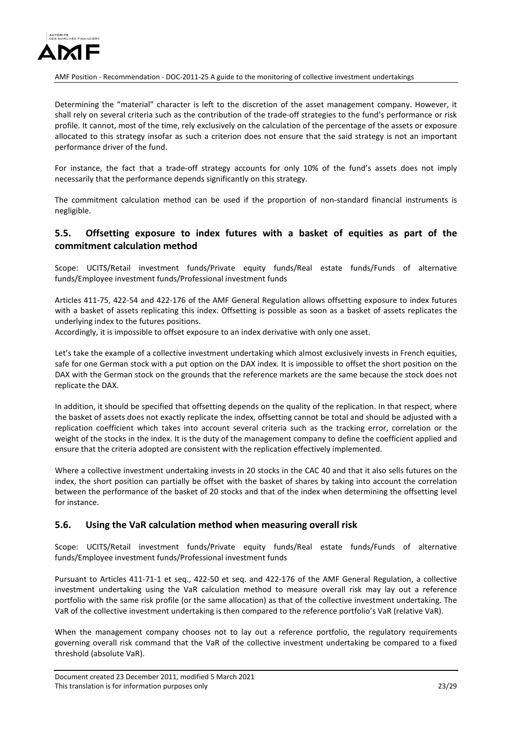Determining the "material" character is left to the discretion of the asset management company. However, it shall rely on several criteria such as the contribution of the trade-off strategies to the fund's performance or risk profile. It cannot, most of the time, rely exclusively on the calculation of the percentage of the assets or exposure allocated to this strategy insofar as such a criterion does not ensure that the said strategy is not an important performance driver of the fund.

For instance, the fact that a trade-off strategy accounts for only 10% of the fund's assets does not imply necessarily that the performance depends significantly on this strategy.

The commitment calculation method can be used if the proportion of non-standard financial instruments is negligible.

## 5.5. Offsetting exposure to index futures with a basket of equities as part of the commitment calculation method

Scope: UCITS/Retail investment funds/Private equity funds/Real estate funds/Funds of alternative funds/Employee investment funds/Professional investment funds

Articles 411-75, 422-54 and 422-176 of the AMF General Regulation allows offsetting exposure to index futures with a basket of assets replicating this index. Offsetting is possible as soon as a basket of assets replicates the underlying index to the futures positions.
Accordingly, it is impossible to offset exposure to an index derivative with only one asset.

Let's take the example of a collective investment undertaking which almost exclusively invests in French equities, safe for one German stock with a put option on the DAX index. It is impossible to offset the short position on the DAX with the German stock on the grounds that the reference markets are the same because the stock does not replicate the DAX.

In addition, it should be specified that offsetting depends on the quality of the replication. In that respect, where the basket of assets does not exactly replicate the index, offsetting cannot be total and should be adjusted with a replication coefficient which takes into account several criteria such as the tracking error, correlation or the weight of the stocks in the index. It is the duty of the management company to define the coefficient applied and ensure that the criteria adopted are consistent with the replication effectively implemented.

Where a collective investment undertaking invests in 20 stocks in the CAC 40 and that it also sells futures on the index, the short position can partially be offset with the basket of shares by taking into account the correlation between the performance of the basket of 20 stocks and that of the index when determining the offsetting level for instance.

## 5.6. Using the VaR calculation method when measuring overall risk

Scope: UCITS/Retail investment funds/Private equity funds/Real estate funds/Funds of alternative funds/Employee investment funds/Professional investment funds

Pursuant to Articles 411-71-1 et seq., 422-50 et seq. and 422-176 of the AMF General Regulation, a collective investment undertaking using the VaR calculation method to measure overall risk may lay out a reference portfolio with the same risk profile (or the same allocation) as that of the collective investment undertaking. The VaR of the collective investment undertaking is then compared to the reference portfolio's VaR (relative VaR).

When the management company chooses not to lay out a reference portfolio, the regulatory requirements governing overall risk command that the VaR of the collective investment undertaking be compared to a fixed threshold (absolute VaR).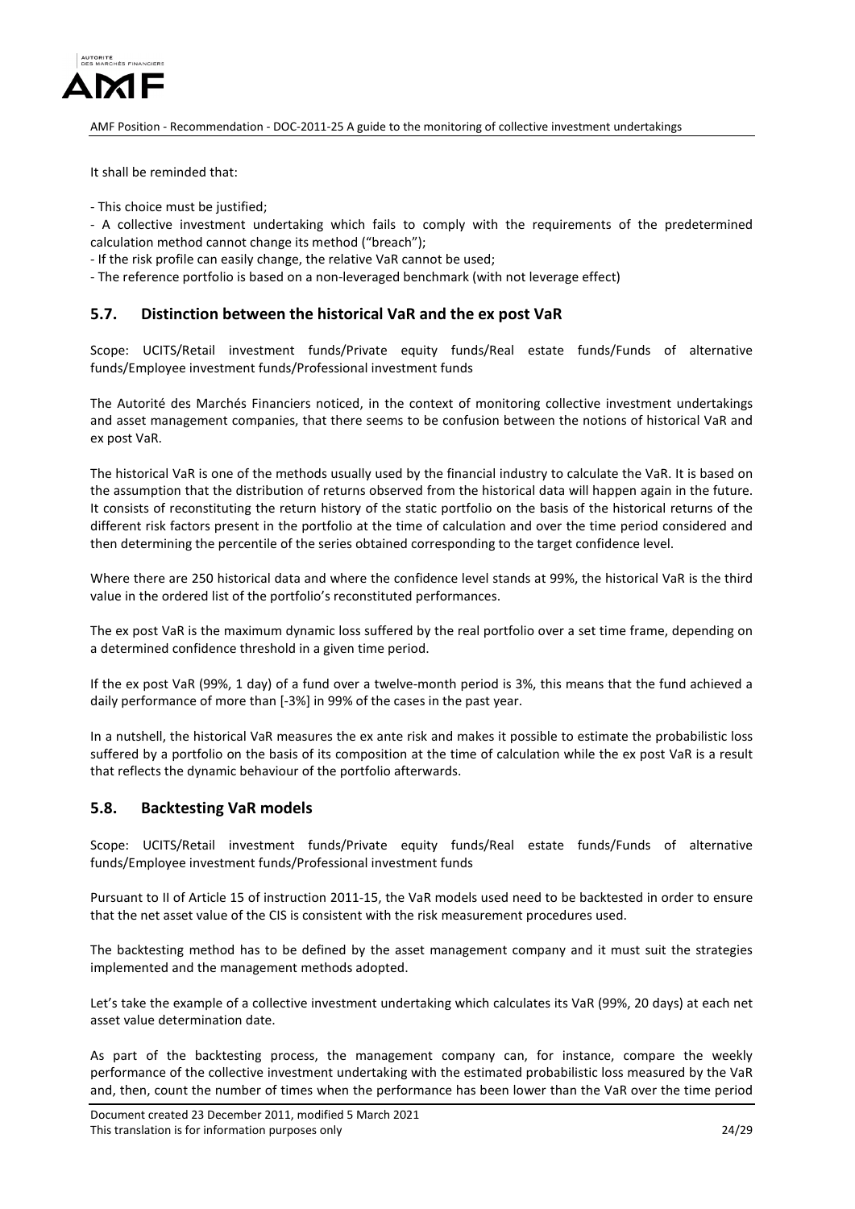It shall be reminded that:

- This choice must be justified;
- A collective investment undertaking which fails to comply with the requirements of the predetermined calculation method cannot change its method ("breach");
- If the risk profile can easily change, the relative VaR cannot be used;
- The reference portfolio is based on a non-leveraged benchmark (with not leverage effect)

## 5.7. Distinction between the historical VaR and the ex post VaR

Scope: UCITS/Retail investment funds/Private equity funds/Real estate funds/Funds of alternative funds/Employee investment funds/Professional investment funds

The Autorité des Marchés Financiers noticed, in the context of monitoring collective investment undertakings and asset management companies, that there seems to be confusion between the notions of historical VaR and ex post VaR.

The historical VaR is one of the methods usually used by the financial industry to calculate the VaR. It is based on the assumption that the distribution of returns observed from the historical data will happen again in the future. It consists of reconstituting the return history of the static portfolio on the basis of the historical returns of the different risk factors present in the portfolio at the time of calculation and over the time period considered and then determining the percentile of the series obtained corresponding to the target confidence level.

Where there are 250 historical data and where the confidence level stands at 99%, the historical VaR is the third value in the ordered list of the portfolio's reconstituted performances.

The ex post VaR is the maximum dynamic loss suffered by the real portfolio over a set time frame, depending on a determined confidence threshold in a given time period.

If the ex post VaR (99%, 1 day) of a fund over a twelve-month period is 3%, this means that the fund achieved a daily performance of more than [-3%] in 99% of the cases in the past year.

In a nutshell, the historical VaR measures the ex ante risk and makes it possible to estimate the probabilistic loss suffered by a portfolio on the basis of its composition at the time of calculation while the ex post VaR is a result that reflects the dynamic behaviour of the portfolio afterwards.

## 5.8. Backtesting VaR models

Scope: UCITS/Retail investment funds/Private equity funds/Real estate funds/Funds of alternative funds/Employee investment funds/Professional investment funds

Pursuant to II of Article 15 of instruction 2011-15, the VaR models used need to be backtested in order to ensure that the net asset value of the CIS is consistent with the risk measurement procedures used.

The backtesting method has to be defined by the asset management company and it must suit the strategies implemented and the management methods adopted.

Let's take the example of a collective investment undertaking which calculates its VaR (99%, 20 days) at each net asset value determination date.

As part of the backtesting process, the management company can, for instance, compare the weekly performance of the collective investment undertaking with the estimated probabilistic loss measured by the VaR and, then, count the number of times when the performance has been lower than the VaR over the time period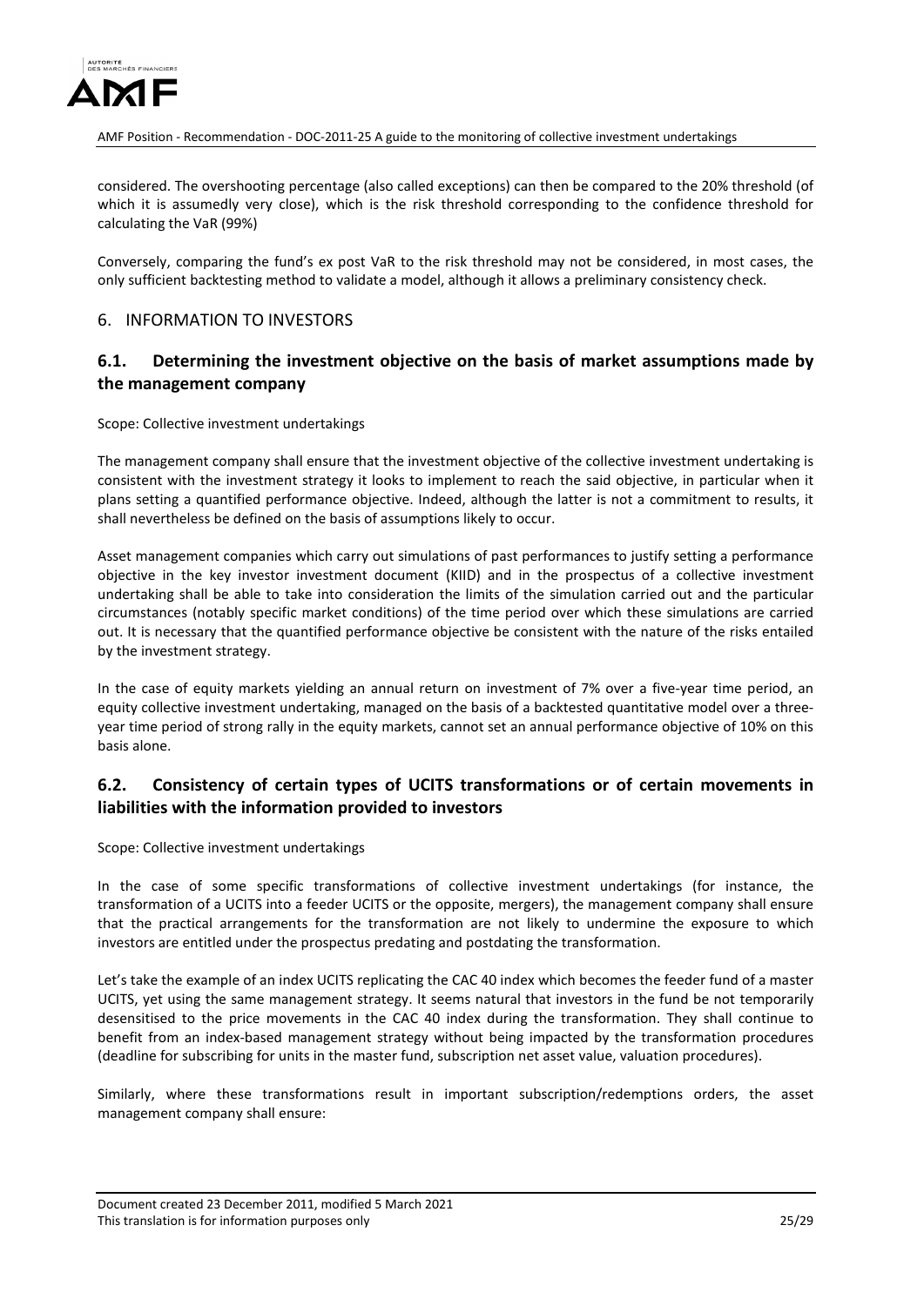considered. The overshooting percentage (also called exceptions) can then be compared to the 20% threshold (of which it is assumedly very close), which is the risk threshold corresponding to the confidence threshold for calculating the VaR (99%)

Conversely, comparing the fund's ex post VaR to the risk threshold may not be considered, in most cases, the only sufficient backtesting method to validate a model, although it allows a preliminary consistency check.

## 6. INFORMATION TO INVESTORS

### 6.1. Determining the investment objective on the basis of market assumptions made by the management company

Scope: Collective investment undertakings

The management company shall ensure that the investment objective of the collective investment undertaking is consistent with the investment strategy it looks to implement to reach the said objective, in particular when it plans setting a quantified performance objective. Indeed, although the latter is not a commitment to results, it shall nevertheless be defined on the basis of assumptions likely to occur.

Asset management companies which carry out simulations of past performances to justify setting a performance objective in the key investor investment document (KIID) and in the prospectus of a collective investment undertaking shall be able to take into consideration the limits of the simulation carried out and the particular circumstances (notably specific market conditions) of the time period over which these simulations are carried out. It is necessary that the quantified performance objective be consistent with the nature of the risks entailed by the investment strategy.

In the case of equity markets yielding an annual return on investment of 7% over a five-year time period, an equity collective investment undertaking, managed on the basis of a backtested quantitative model over a three-year time period of strong rally in the equity markets, cannot set an annual performance objective of 10% on this basis alone.

### 6.2. Consistency of certain types of UCITS transformations or of certain movements in liabilities with the information provided to investors

Scope: Collective investment undertakings

In the case of some specific transformations of collective investment undertakings (for instance, the transformation of a UCITS into a feeder UCITS or the opposite, mergers), the management company shall ensure that the practical arrangements for the transformation are not likely to undermine the exposure to which investors are entitled under the prospectus predating and postdating the transformation.

Let's take the example of an index UCITS replicating the CAC 40 index which becomes the feeder fund of a master UCITS, yet using the same management strategy. It seems natural that investors in the fund be not temporarily desensitised to the price movements in the CAC 40 index during the transformation. They shall continue to benefit from an index-based management strategy without being impacted by the transformation procedures (deadline for subscribing for units in the master fund, subscription net asset value, valuation procedures).

Similarly, where these transformations result in important subscription/redemptions orders, the asset management company shall ensure: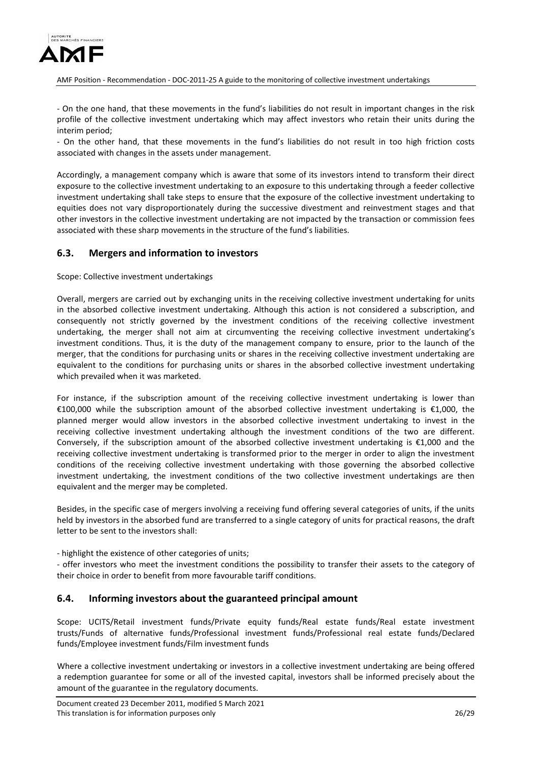- On the one hand, that these movements in the fund's liabilities do not result in important changes in the risk profile of the collective investment undertaking which may affect investors who retain their units during the interim period;

- On the other hand, that these movements in the fund's liabilities do not result in too high friction costs associated with changes in the assets under management.

Accordingly, a management company which is aware that some of its investors intend to transform their direct exposure to the collective investment undertaking to an exposure to this undertaking through a feeder collective investment undertaking shall take steps to ensure that the exposure of the collective investment undertaking to equities does not vary disproportionately during the successive divestment and reinvestment stages and that other investors in the collective investment undertaking are not impacted by the transaction or commission fees associated with these sharp movements in the structure of the fund's liabilities.

## 6.3. Mergers and information to investors

Scope: Collective investment undertakings

Overall, mergers are carried out by exchanging units in the receiving collective investment undertaking for units in the absorbed collective investment undertaking. Although this action is not considered a subscription, and consequently not strictly governed by the investment conditions of the receiving collective investment undertaking, the merger shall not aim at circumventing the receiving collective investment undertaking's investment conditions. Thus, it is the duty of the management company to ensure, prior to the launch of the merger, that the conditions for purchasing units or shares in the receiving collective investment undertaking are equivalent to the conditions for purchasing units or shares in the absorbed collective investment undertaking which prevailed when it was marketed.

For instance, if the subscription amount of the receiving collective investment undertaking is lower than €100,000 while the subscription amount of the absorbed collective investment undertaking is €1,000, the planned merger would allow investors in the absorbed collective investment undertaking to invest in the receiving collective investment undertaking although the investment conditions of the two are different. Conversely, if the subscription amount of the absorbed collective investment undertaking is €1,000 and the receiving collective investment undertaking is transformed prior to the merger in order to align the investment conditions of the receiving collective investment undertaking with those governing the absorbed collective investment undertaking, the investment conditions of the two collective investment undertakings are then equivalent and the merger may be completed.

Besides, in the specific case of mergers involving a receiving fund offering several categories of units, if the units held by investors in the absorbed fund are transferred to a single category of units for practical reasons, the draft letter to be sent to the investors shall:

- highlight the existence of other categories of units;
- offer investors who meet the investment conditions the possibility to transfer their assets to the category of their choice in order to benefit from more favourable tariff conditions.

## 6.4. Informing investors about the guaranteed principal amount

Scope: UCITS/Retail investment funds/Private equity funds/Real estate funds/Real estate investment trusts/Funds of alternative funds/Professional investment funds/Professional real estate funds/Declared funds/Employee investment funds/Film investment funds

Where a collective investment undertaking or investors in a collective investment undertaking are being offered a redemption guarantee for some or all of the invested capital, investors shall be informed precisely about the amount of the guarantee in the regulatory documents.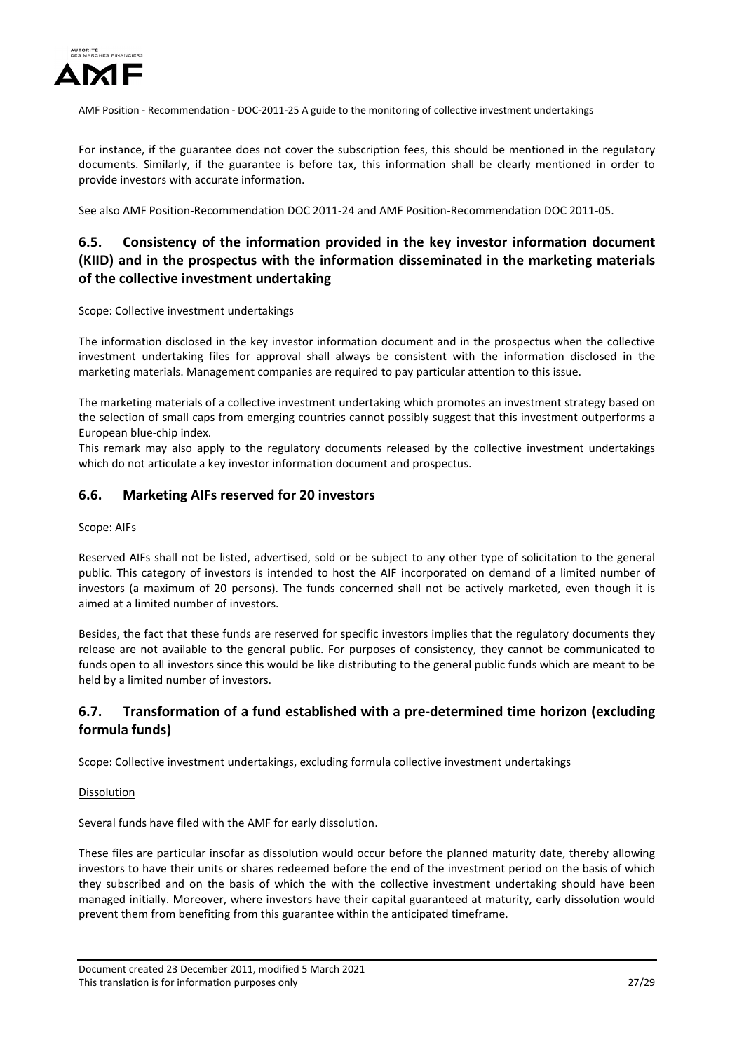For instance, if the guarantee does not cover the subscription fees, this should be mentioned in the regulatory documents. Similarly, if the guarantee is before tax, this information shall be clearly mentioned in order to provide investors with accurate information.

See also AMF Position-Recommendation DOC 2011-24 and AMF Position-Recommendation DOC 2011-05.

## 6.5. Consistency of the information provided in the key investor information document (KIID) and in the prospectus with the information disseminated in the marketing materials of the collective investment undertaking

Scope: Collective investment undertakings

The information disclosed in the key investor information document and in the prospectus when the collective investment undertaking files for approval shall always be consistent with the information disclosed in the marketing materials. Management companies are required to pay particular attention to this issue.

The marketing materials of a collective investment undertaking which promotes an investment strategy based on the selection of small caps from emerging countries cannot possibly suggest that this investment outperforms a European blue-chip index.
This remark may also apply to the regulatory documents released by the collective investment undertakings which do not articulate a key investor information document and prospectus.

## 6.6. Marketing AIFs reserved for 20 investors

Scope: AIFs

Reserved AIFs shall not be listed, advertised, sold or be subject to any other type of solicitation to the general public. This category of investors is intended to host the AIF incorporated on demand of a limited number of investors (a maximum of 20 persons). The funds concerned shall not be actively marketed, even though it is aimed at a limited number of investors.

Besides, the fact that these funds are reserved for specific investors implies that the regulatory documents they release are not available to the general public. For purposes of consistency, they cannot be communicated to funds open to all investors since this would be like distributing to the general public funds which are meant to be held by a limited number of investors.

## 6.7. Transformation of a fund established with a pre-determined time horizon (excluding formula funds)

Scope: Collective investment undertakings, excluding formula collective investment undertakings

Dissolution

Several funds have filed with the AMF for early dissolution.

These files are particular insofar as dissolution would occur before the planned maturity date, thereby allowing investors to have their units or shares redeemed before the end of the investment period on the basis of which they subscribed and on the basis of which the with the collective investment undertaking should have been managed initially. Moreover, where investors have their capital guaranteed at maturity, early dissolution would prevent them from benefiting from this guarantee within the anticipated timeframe.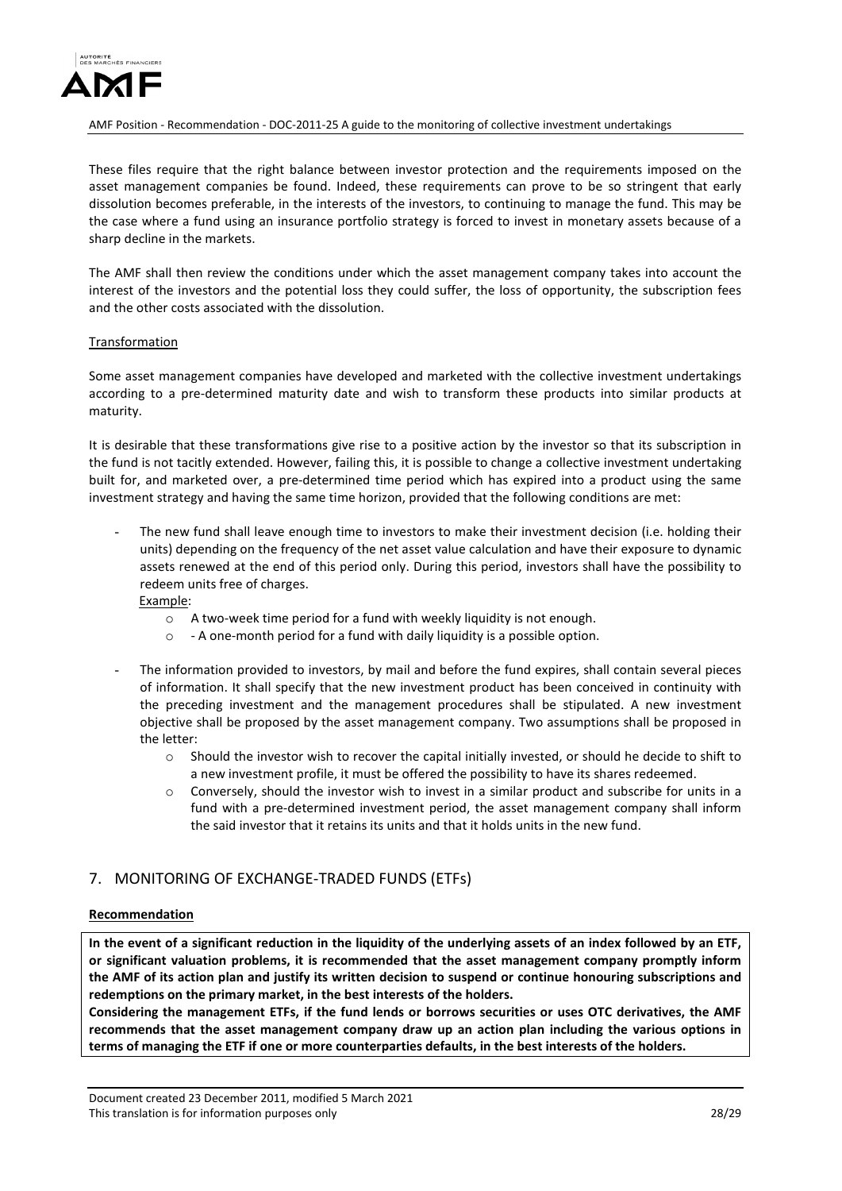These files require that the right balance between investor protection and the requirements imposed on the asset management companies be found. Indeed, these requirements can prove to be so stringent that early dissolution becomes preferable, in the interests of the investors, to continuing to manage the fund. This may be the case where a fund using an insurance portfolio strategy is forced to invest in monetary assets because of a sharp decline in the markets.

The AMF shall then review the conditions under which the asset management company takes into account the interest of the investors and the potential loss they could suffer, the loss of opportunity, the subscription fees and the other costs associated with the dissolution.

Transformation

Some asset management companies have developed and marketed with the collective investment undertakings according to a pre-determined maturity date and wish to transform these products into similar products at maturity.

It is desirable that these transformations give rise to a positive action by the investor so that its subscription in the fund is not tacitly extended. However, failing this, it is possible to change a collective investment undertaking built for, and marketed over, a pre-determined time period which has expired into a product using the same investment strategy and having the same time horizon, provided that the following conditions are met:

- The new fund shall leave enough time to investors to make their investment decision (i.e. holding their units) depending on the frequency of the net asset value calculation and have their exposure to dynamic assets renewed at the end of this period only. During this period, investors shall have the possibility to redeem units free of charges.
  Example:
  - A two-week time period for a fund with weekly liquidity is not enough.
  - - A one-month period for a fund with daily liquidity is a possible option.
- The information provided to investors, by mail and before the fund expires, shall contain several pieces of information. It shall specify that the new investment product has been conceived in continuity with the preceding investment and the management procedures shall be stipulated. A new investment objective shall be proposed by the asset management company. Two assumptions shall be proposed in the letter:
  - Should the investor wish to recover the capital initially invested, or should he decide to shift to a new investment profile, it must be offered the possibility to have its shares redeemed.
  - Conversely, should the investor wish to invest in a similar product and subscribe for units in a fund with a pre-determined investment period, the asset management company shall inform the said investor that it retains its units and that it holds units in the new fund.

## 7. MONITORING OF EXCHANGE-TRADED FUNDS (ETFs)

**Recommendation**

**In the event of a significant reduction in the liquidity of the underlying assets of an index followed by an ETF, or significant valuation problems, it is recommended that the asset management company promptly inform the AMF of its action plan and justify its written decision to suspend or continue honouring subscriptions and redemptions on the primary market, in the best interests of the holders.**

**Considering the management ETFs, if the fund lends or borrows securities or uses OTC derivatives, the AMF recommends that the asset management company draw up an action plan including the various options in terms of managing the ETF if one or more counterparties defaults, in the best interests of the holders.**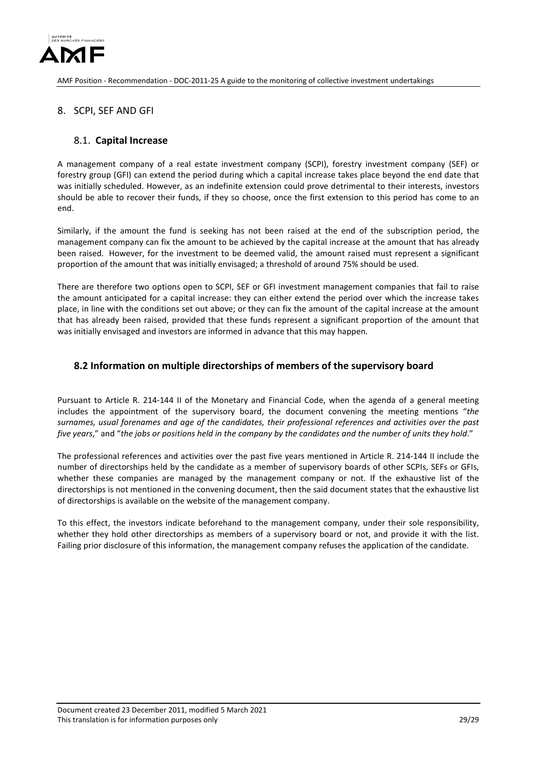## 8. SCPI, SEF AND GFI

### 8.1. **Capital Increase**

A management company of a real estate investment company (SCPI), forestry investment company (SEF) or forestry group (GFI) can extend the period during which a capital increase takes place beyond the end date that was initially scheduled. However, as an indefinite extension could prove detrimental to their interests, investors should be able to recover their funds, if they so choose, once the first extension to this period has come to an end.

Similarly, if the amount the fund is seeking has not been raised at the end of the subscription period, the management company can fix the amount to be achieved by the capital increase at the amount that has already been raised. However, for the investment to be deemed valid, the amount raised must represent a significant proportion of the amount that was initially envisaged; a threshold of around 75% should be used.

There are therefore two options open to SCPI, SEF or GFI investment management companies that fail to raise the amount anticipated for a capital increase: they can either extend the period over which the increase takes place, in line with the conditions set out above; or they can fix the amount of the capital increase at the amount that has already been raised, provided that these funds represent a significant proportion of the amount that was initially envisaged and investors are informed in advance that this may happen.

### 8.2 Information on multiple directorships of members of the supervisory board

Pursuant to Article R. 214-144 II of the Monetary and Financial Code, when the agenda of a general meeting includes the appointment of the supervisory board, the document convening the meeting mentions "*the surnames, usual forenames and age of the candidates, their professional references and activities over the past five years*," and "*the jobs or positions held in the company by the candidates and the number of units they hold*."

The professional references and activities over the past five years mentioned in Article R. 214-144 II include the number of directorships held by the candidate as a member of supervisory boards of other SCPIs, SEFs or GFIs, whether these companies are managed by the management company or not. If the exhaustive list of the directorships is not mentioned in the convening document, then the said document states that the exhaustive list of directorships is available on the website of the management company.

To this effect, the investors indicate beforehand to the management company, under their sole responsibility, whether they hold other directorships as members of a supervisory board or not, and provide it with the list. Failing prior disclosure of this information, the management company refuses the application of the candidate.